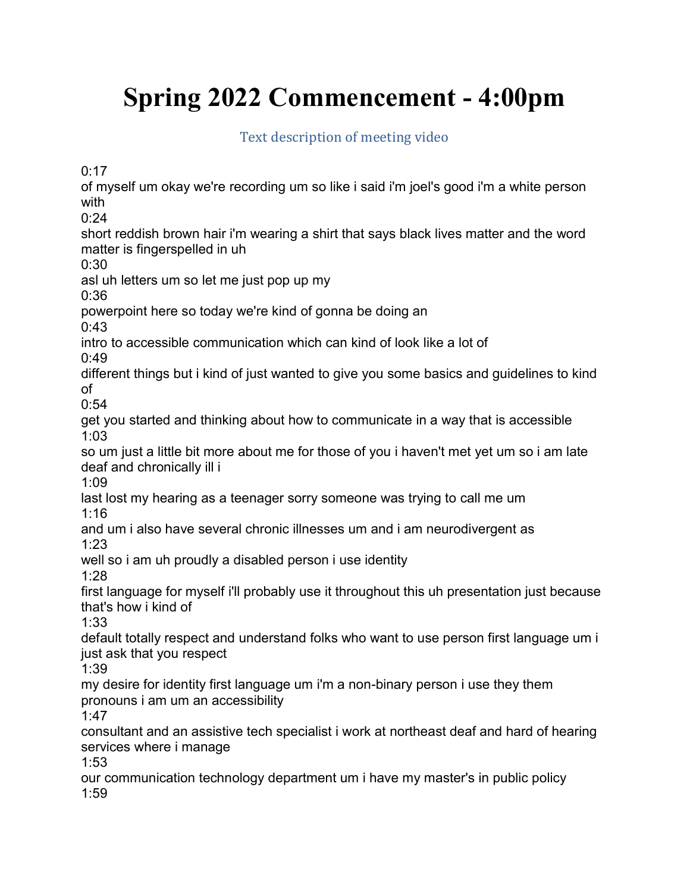# Spring 2022 Commencement - 4:00pm

Text description of meeting video

0:17
of myself um okay we're recording um so like i said i'm joel's good i'm a white person with
0:24
short reddish brown hair i'm wearing a shirt that says black lives matter and the word matter is fingerspelled in uh
0:30
asl uh letters um so let me just pop up my
0:36
powerpoint here so today we're kind of gonna be doing an
0:43
intro to accessible communication which can kind of look like a lot of
0:49
different things but i kind of just wanted to give you some basics and guidelines to kind of
0:54
get you started and thinking about how to communicate in a way that is accessible
1:03
so um just a little bit more about me for those of you i haven't met yet um so i am late deaf and chronically ill i
1:09
last lost my hearing as a teenager sorry someone was trying to call me um
1:16
and um i also have several chronic illnesses um and i am neurodivergent as
1:23
well so i am uh proudly a disabled person i use identity
1:28
first language for myself i'll probably use it throughout this uh presentation just because that's how i kind of
1:33
default totally respect and understand folks who want to use person first language um i just ask that you respect
1:39
my desire for identity first language um i'm a non-binary person i use they them pronouns i am um an accessibility
1:47
consultant and an assistive tech specialist i work at northeast deaf and hard of hearing services where i manage
1:53
our communication technology department um i have my master's in public policy
1:59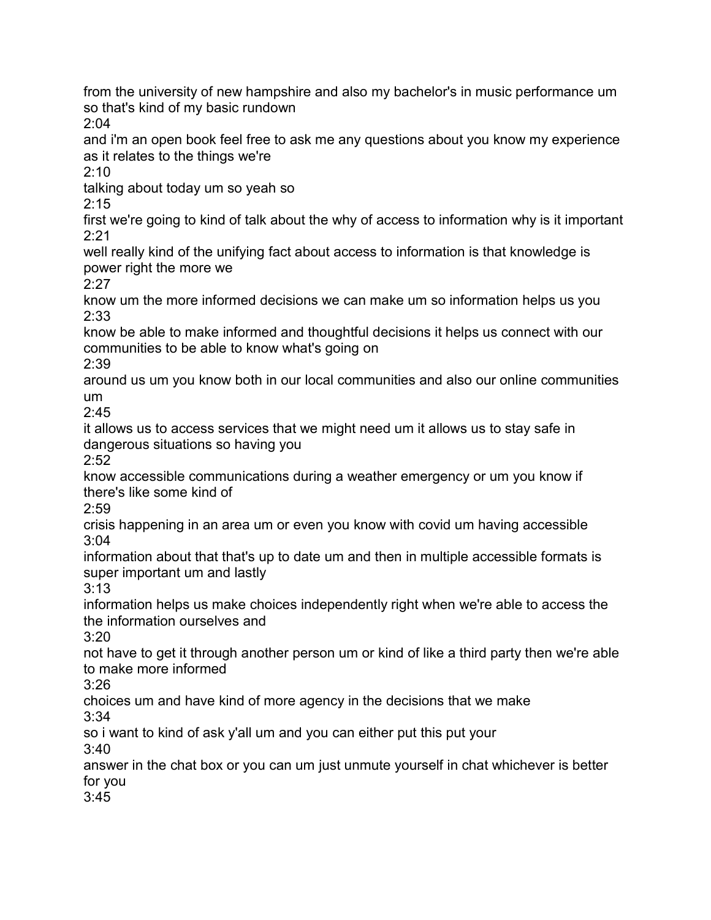from the university of new hampshire and also my bachelor's in music performance um so that's kind of my basic rundown
2:04
and i'm an open book feel free to ask me any questions about you know my experience as it relates to the things we're
2:10
talking about today um so yeah so
2:15
first we're going to kind of talk about the why of access to information why is it important
2:21
well really kind of the unifying fact about access to information is that knowledge is power right the more we
2:27
know um the more informed decisions we can make um so information helps us you
2:33
know be able to make informed and thoughtful decisions it helps us connect with our communities to be able to know what's going on
2:39
around us um you know both in our local communities and also our online communities um
2:45
it allows us to access services that we might need um it allows us to stay safe in dangerous situations so having you
2:52
know accessible communications during a weather emergency or um you know if there's like some kind of
2:59
crisis happening in an area um or even you know with covid um having accessible
3:04
information about that that's up to date um and then in multiple accessible formats is super important um and lastly
3:13
information helps us make choices independently right when we're able to access the the information ourselves and
3:20
not have to get it through another person um or kind of like a third party then we're able to make more informed
3:26
choices um and have kind of more agency in the decisions that we make
3:34
so i want to kind of ask y'all um and you can either put this put your
3:40
answer in the chat box or you can um just unmute yourself in chat whichever is better for you
3:45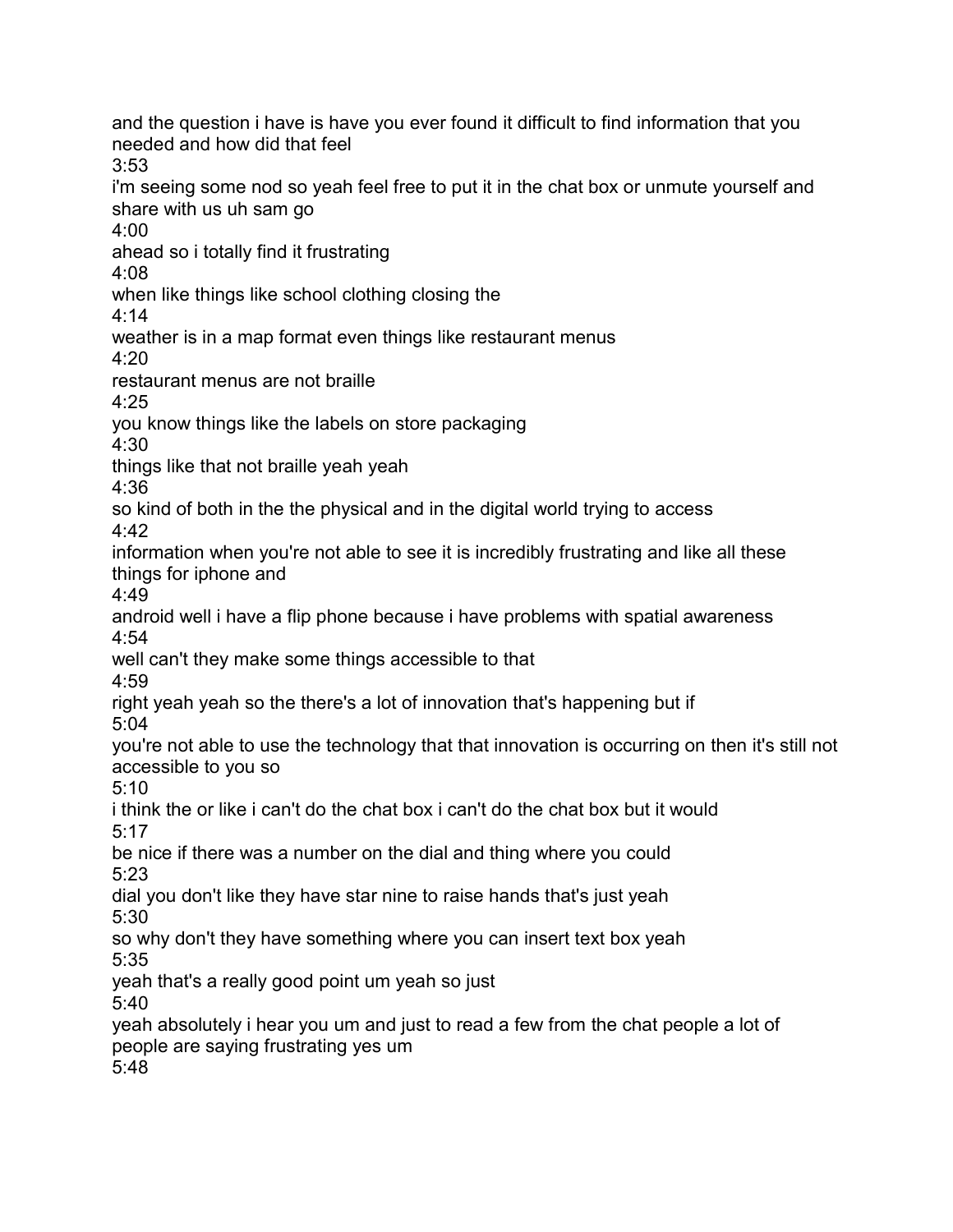and the question i have is have you ever found it difficult to find information that you needed and how did that feel
3:53
i'm seeing some nod so yeah feel free to put it in the chat box or unmute yourself and share with us uh sam go
4:00
ahead so i totally find it frustrating
4:08
when like things like school clothing closing the
4:14
weather is in a map format even things like restaurant menus
4:20
restaurant menus are not braille
4:25
you know things like the labels on store packaging
4:30
things like that not braille yeah yeah
4:36
so kind of both in the the physical and in the digital world trying to access
4:42
information when you're not able to see it is incredibly frustrating and like all these things for iphone and
4:49
android well i have a flip phone because i have problems with spatial awareness
4:54
well can't they make some things accessible to that
4:59
right yeah yeah so the there's a lot of innovation that's happening but if
5:04
you're not able to use the technology that that innovation is occurring on then it's still not accessible to you so
5:10
i think the or like i can't do the chat box i can't do the chat box but it would
5:17
be nice if there was a number on the dial and thing where you could
5:23
dial you don't like they have star nine to raise hands that's just yeah
5:30
so why don't they have something where you can insert text box yeah
5:35
yeah that's a really good point um yeah so just
5:40
yeah absolutely i hear you um and just to read a few from the chat people a lot of people are saying frustrating yes um
5:48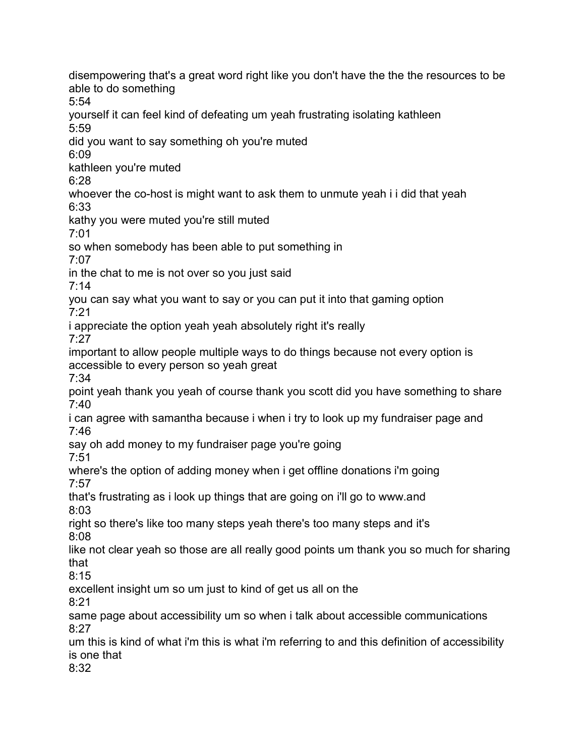disempowering that's a great word right like you don't have the the the resources to be able to do something

5:54

yourself it can feel kind of defeating um yeah frustrating isolating kathleen

5:59

did you want to say something oh you're muted

6:09

kathleen you're muted

6:28

whoever the co-host is might want to ask them to unmute yeah i i did that yeah

6:33

kathy you were muted you're still muted

7:01

so when somebody has been able to put something in

7:07

in the chat to me is not over so you just said

7:14

you can say what you want to say or you can put it into that gaming option

7:21

i appreciate the option yeah yeah absolutely right it's really

7:27

important to allow people multiple ways to do things because not every option is accessible to every person so yeah great

7:34

point yeah thank you yeah of course thank you scott did you have something to share

7:40

i can agree with samantha because i when i try to look up my fundraiser page and

7:46

say oh add money to my fundraiser page you're going

7:51

where's the option of adding money when i get offline donations i'm going

7:57

that's frustrating as i look up things that are going on i'll go to www.and

8:03

right so there's like too many steps yeah there's too many steps and it's

8:08

like not clear yeah so those are all really good points um thank you so much for sharing that

8:15

excellent insight um so um just to kind of get us all on the

8:21

same page about accessibility um so when i talk about accessible communications

8:27

um this is kind of what i'm this is what i'm referring to and this definition of accessibility is one that

8:32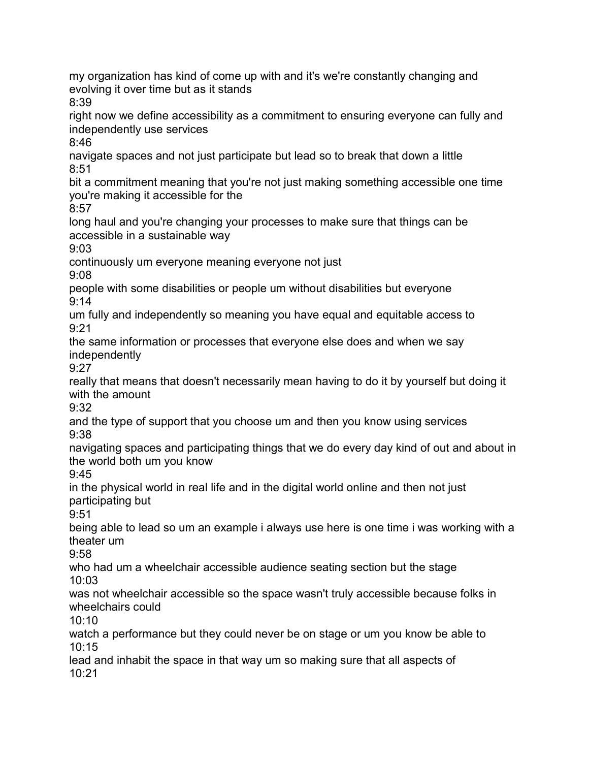my organization has kind of come up with and it's we're constantly changing and evolving it over time but as it stands
8:39
right now we define accessibility as a commitment to ensuring everyone can fully and independently use services
8:46
navigate spaces and not just participate but lead so to break that down a little
8:51
bit a commitment meaning that you're not just making something accessible one time you're making it accessible for the
8:57
long haul and you're changing your processes to make sure that things can be accessible in a sustainable way
9:03
continuously um everyone meaning everyone not just
9:08
people with some disabilities or people um without disabilities but everyone
9:14
um fully and independently so meaning you have equal and equitable access to
9:21
the same information or processes that everyone else does and when we say independently
9:27
really that means that doesn't necessarily mean having to do it by yourself but doing it with the amount
9:32
and the type of support that you choose um and then you know using services
9:38
navigating spaces and participating things that we do every day kind of out and about in the world both um you know
9:45
in the physical world in real life and in the digital world online and then not just participating but
9:51
being able to lead so um an example i always use here is one time i was working with a theater um
9:58
who had um a wheelchair accessible audience seating section but the stage
10:03
was not wheelchair accessible so the space wasn't truly accessible because folks in wheelchairs could
10:10
watch a performance but they could never be on stage or um you know be able to
10:15
lead and inhabit the space in that way um so making sure that all aspects of
10:21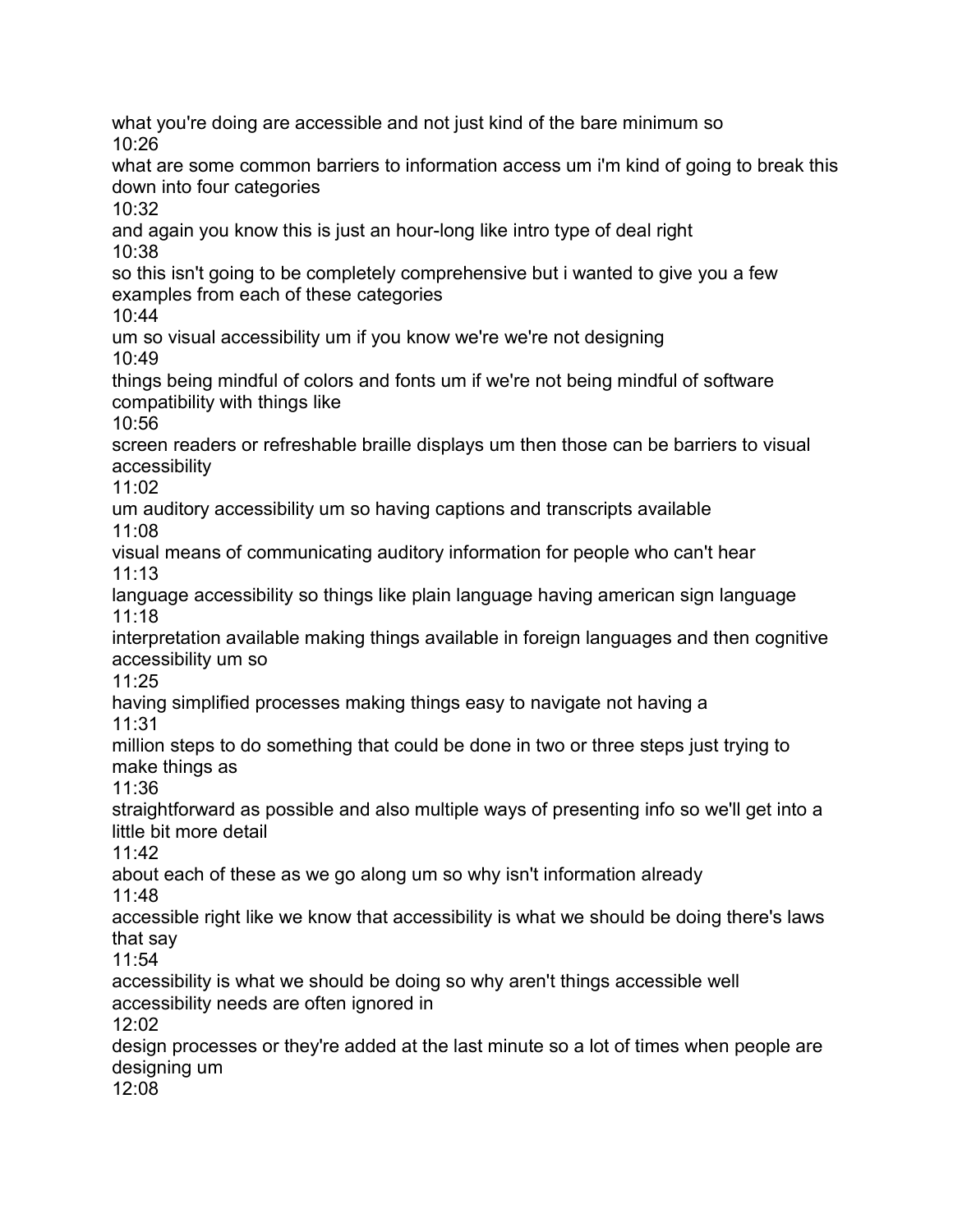what you're doing are accessible and not just kind of the bare minimum so

10:26

what are some common barriers to information access um i'm kind of going to break this down into four categories

10:32

and again you know this is just an hour-long like intro type of deal right

10:38

so this isn't going to be completely comprehensive but i wanted to give you a few examples from each of these categories

10:44

um so visual accessibility um if you know we're we're not designing

10:49

things being mindful of colors and fonts um if we're not being mindful of software compatibility with things like

10:56

screen readers or refreshable braille displays um then those can be barriers to visual accessibility

11:02

um auditory accessibility um so having captions and transcripts available

11:08

visual means of communicating auditory information for people who can't hear

11:13

language accessibility so things like plain language having american sign language

11:18

interpretation available making things available in foreign languages and then cognitive accessibility um so

11:25

having simplified processes making things easy to navigate not having a

11:31

million steps to do something that could be done in two or three steps just trying to make things as

11:36

straightforward as possible and also multiple ways of presenting info so we'll get into a little bit more detail

11:42

about each of these as we go along um so why isn't information already

11:48

accessible right like we know that accessibility is what we should be doing there's laws that say

11:54

accessibility is what we should be doing so why aren't things accessible well accessibility needs are often ignored in

12:02

design processes or they're added at the last minute so a lot of times when people are designing um

12:08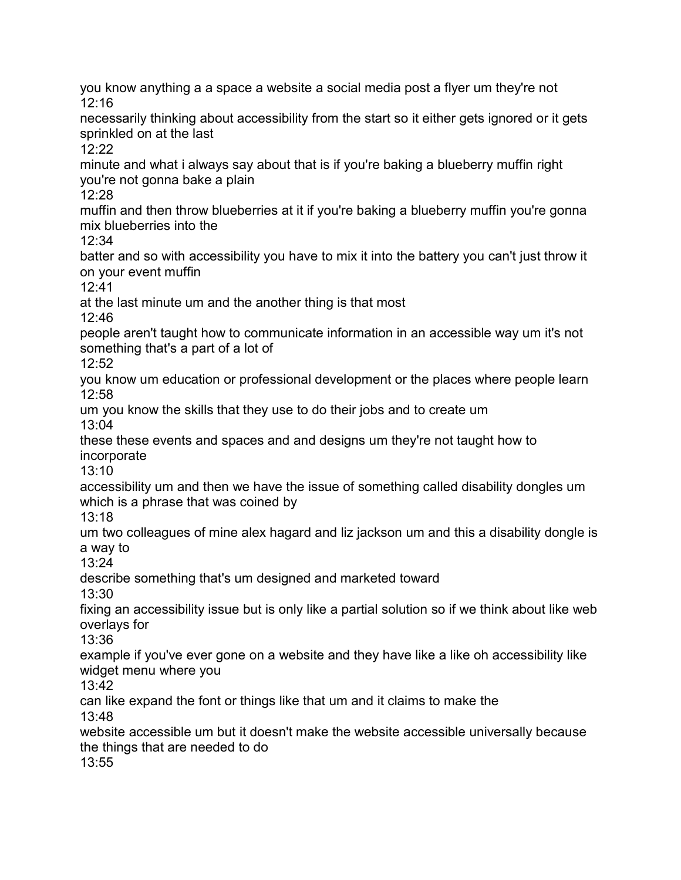you know anything a a space a website a social media post a flyer um they're not
12:16
necessarily thinking about accessibility from the start so it either gets ignored or it gets sprinkled on at the last
12:22
minute and what i always say about that is if you're baking a blueberry muffin right you're not gonna bake a plain
12:28
muffin and then throw blueberries at it if you're baking a blueberry muffin you're gonna mix blueberries into the
12:34
batter and so with accessibility you have to mix it into the battery you can't just throw it on your event muffin
12:41
at the last minute um and the another thing is that most
12:46
people aren't taught how to communicate information in an accessible way um it's not something that's a part of a lot of
12:52
you know um education or professional development or the places where people learn
12:58
um you know the skills that they use to do their jobs and to create um
13:04
these these events and spaces and and designs um they're not taught how to incorporate
13:10
accessibility um and then we have the issue of something called disability dongles um which is a phrase that was coined by
13:18
um two colleagues of mine alex hagard and liz jackson um and this a disability dongle is a way to
13:24
describe something that's um designed and marketed toward
13:30
fixing an accessibility issue but is only like a partial solution so if we think about like web overlays for
13:36
example if you've ever gone on a website and they have like a like oh accessibility like widget menu where you
13:42
can like expand the font or things like that um and it claims to make the
13:48
website accessible um but it doesn't make the website accessible universally because the things that are needed to do
13:55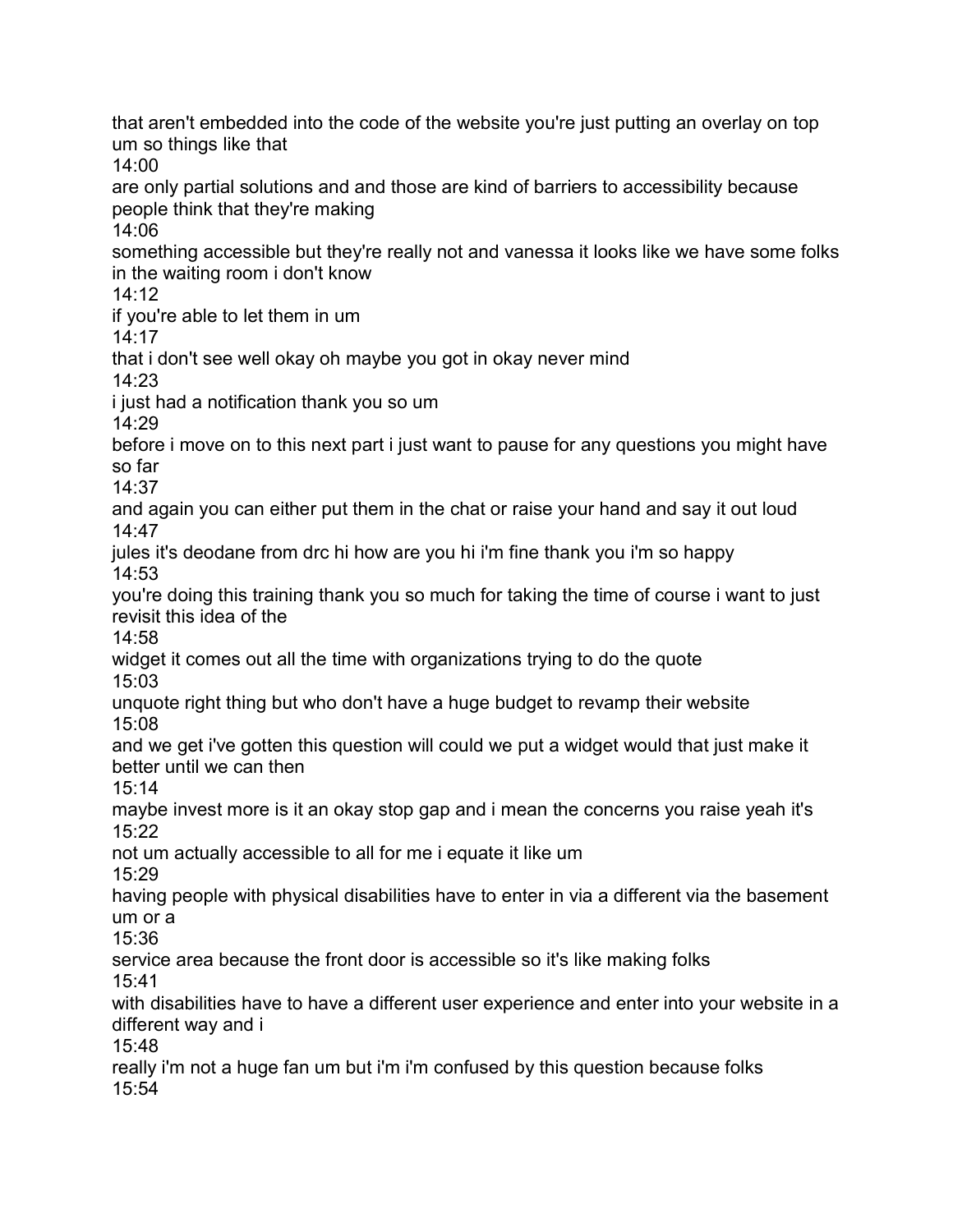that aren't embedded into the code of the website you're just putting an overlay on top um so things like that

14:00

are only partial solutions and and those are kind of barriers to accessibility because people think that they're making

14:06

something accessible but they're really not and vanessa it looks like we have some folks in the waiting room i don't know

14:12

if you're able to let them in um

14:17

that i don't see well okay oh maybe you got in okay never mind

14:23

i just had a notification thank you so um

14:29

before i move on to this next part i just want to pause for any questions you might have so far

14:37

and again you can either put them in the chat or raise your hand and say it out loud

14:47

jules it's deodane from drc hi how are you hi i'm fine thank you i'm so happy

14:53

you're doing this training thank you so much for taking the time of course i want to just revisit this idea of the

14:58

widget it comes out all the time with organizations trying to do the quote

15:03

unquote right thing but who don't have a huge budget to revamp their website

15:08

and we get i've gotten this question will could we put a widget would that just make it better until we can then

15:14

maybe invest more is it an okay stop gap and i mean the concerns you raise yeah it's

15:22

not um actually accessible to all for me i equate it like um

15:29

having people with physical disabilities have to enter in via a different via the basement um or a

15:36

service area because the front door is accessible so it's like making folks

15:41

with disabilities have to have a different user experience and enter into your website in a different way and i

15:48

really i'm not a huge fan um but i'm i'm confused by this question because folks

15:54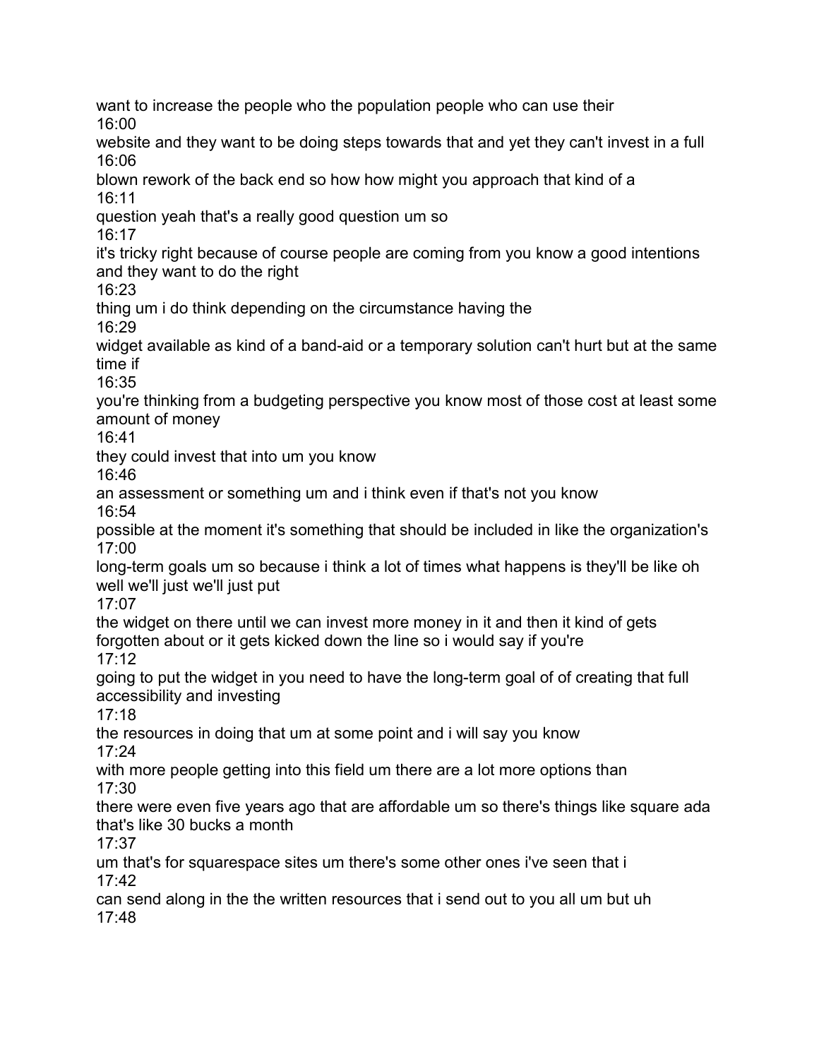want to increase the people who the population people who can use their
16:00
website and they want to be doing steps towards that and yet they can't invest in a full
16:06
blown rework of the back end so how how might you approach that kind of a
16:11
question yeah that's a really good question um so
16:17
it's tricky right because of course people are coming from you know a good intentions and they want to do the right
16:23
thing um i do think depending on the circumstance having the
16:29
widget available as kind of a band-aid or a temporary solution can't hurt but at the same time if
16:35
you're thinking from a budgeting perspective you know most of those cost at least some amount of money
16:41
they could invest that into um you know
16:46
an assessment or something um and i think even if that's not you know
16:54
possible at the moment it's something that should be included in like the organization's
17:00
long-term goals um so because i think a lot of times what happens is they'll be like oh well we'll just we'll just put
17:07
the widget on there until we can invest more money in it and then it kind of gets forgotten about or it gets kicked down the line so i would say if you're
17:12
going to put the widget in you need to have the long-term goal of of creating that full accessibility and investing
17:18
the resources in doing that um at some point and i will say you know
17:24
with more people getting into this field um there are a lot more options than
17:30
there were even five years ago that are affordable um so there's things like square ada that's like 30 bucks a month
17:37
um that's for squarespace sites um there's some other ones i've seen that i
17:42
can send along in the the written resources that i send out to you all um but uh
17:48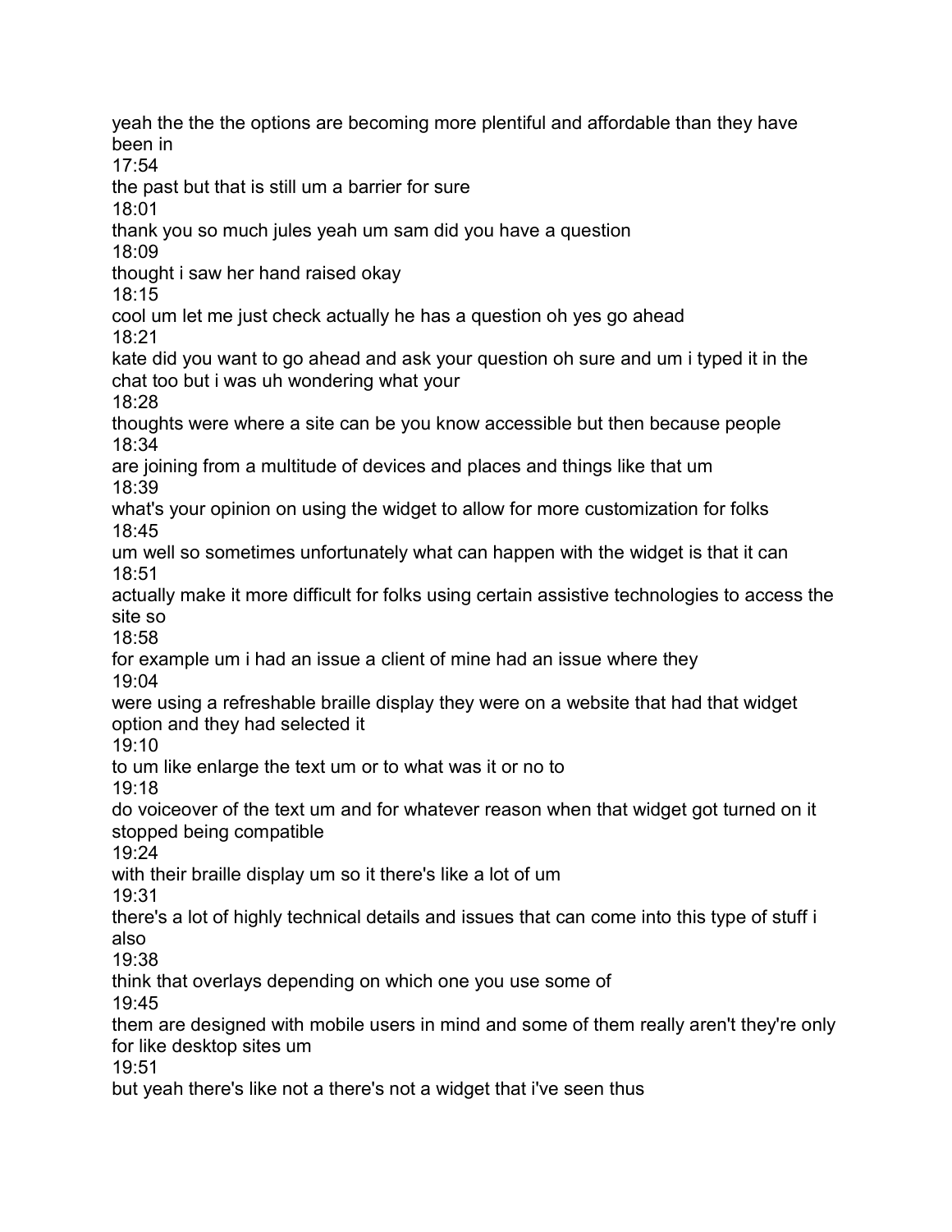yeah the the the options are becoming more plentiful and affordable than they have been in
17:54
the past but that is still um a barrier for sure
18:01
thank you so much jules yeah um sam did you have a question
18:09
thought i saw her hand raised okay
18:15
cool um let me just check actually he has a question oh yes go ahead
18:21
kate did you want to go ahead and ask your question oh sure and um i typed it in the chat too but i was uh wondering what your
18:28
thoughts were where a site can be you know accessible but then because people
18:34
are joining from a multitude of devices and places and things like that um
18:39
what's your opinion on using the widget to allow for more customization for folks
18:45
um well so sometimes unfortunately what can happen with the widget is that it can
18:51
actually make it more difficult for folks using certain assistive technologies to access the site so
18:58
for example um i had an issue a client of mine had an issue where they
19:04
were using a refreshable braille display they were on a website that had that widget option and they had selected it
19:10
to um like enlarge the text um or to what was it or no to
19:18
do voiceover of the text um and for whatever reason when that widget got turned on it stopped being compatible
19:24
with their braille display um so it there's like a lot of um
19:31
there's a lot of highly technical details and issues that can come into this type of stuff i also
19:38
think that overlays depending on which one you use some of
19:45
them are designed with mobile users in mind and some of them really aren't they're only for like desktop sites um
19:51
but yeah there's like not a there's not a widget that i've seen thus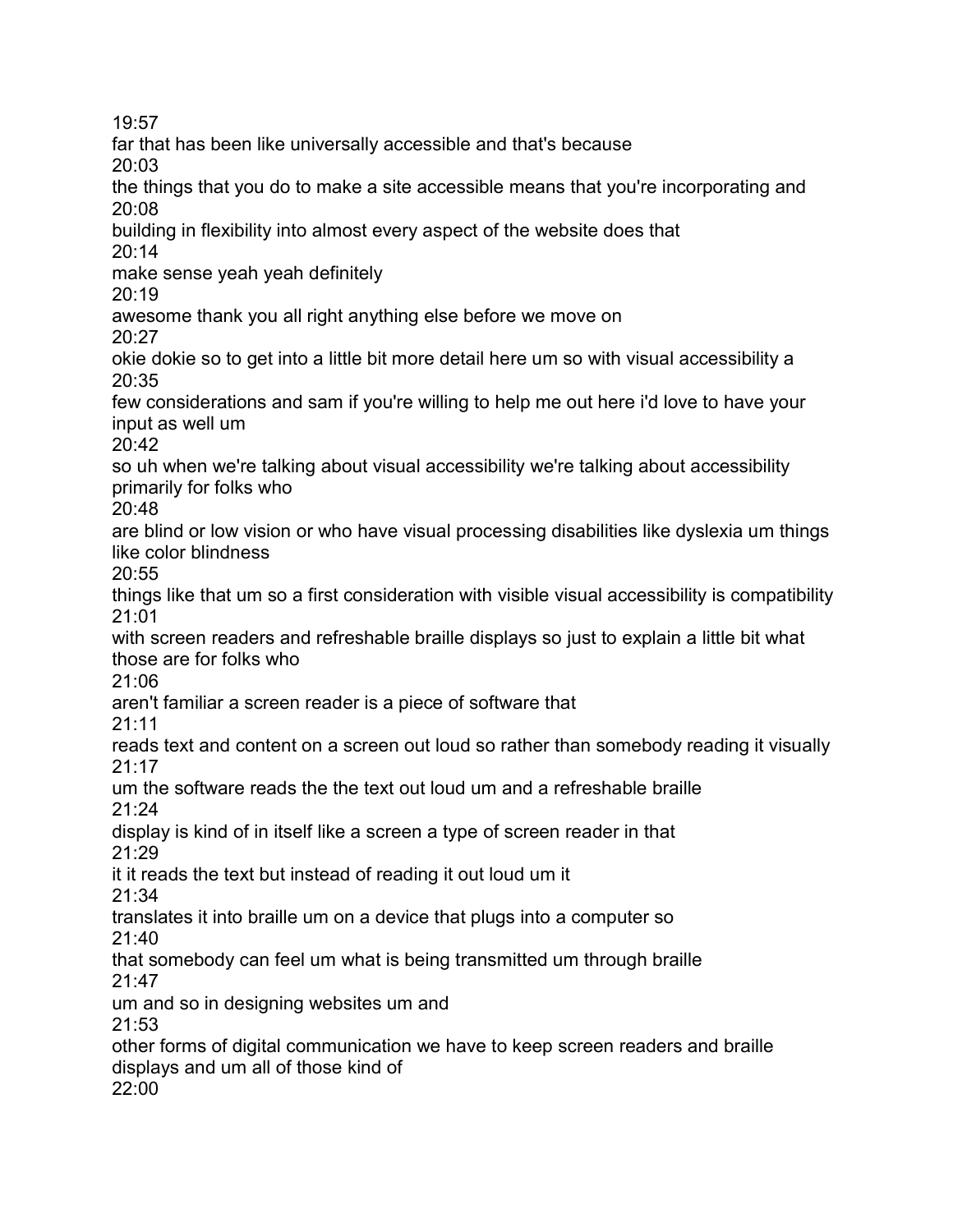19:57
far that has been like universally accessible and that's because
20:03
the things that you do to make a site accessible means that you're incorporating and
20:08
building in flexibility into almost every aspect of the website does that
20:14
make sense yeah yeah definitely
20:19
awesome thank you all right anything else before we move on
20:27
okie dokie so to get into a little bit more detail here um so with visual accessibility a
20:35
few considerations and sam if you're willing to help me out here i'd love to have your input as well um
20:42
so uh when we're talking about visual accessibility we're talking about accessibility primarily for folks who
20:48
are blind or low vision or who have visual processing disabilities like dyslexia um things like color blindness
20:55
things like that um so a first consideration with visible visual accessibility is compatibility
21:01
with screen readers and refreshable braille displays so just to explain a little bit what those are for folks who
21:06
aren't familiar a screen reader is a piece of software that
21:11
reads text and content on a screen out loud so rather than somebody reading it visually
21:17
um the software reads the the text out loud um and a refreshable braille
21:24
display is kind of in itself like a screen a type of screen reader in that
21:29
it it reads the text but instead of reading it out loud um it
21:34
translates it into braille um on a device that plugs into a computer so
21:40
that somebody can feel um what is being transmitted um through braille
21:47
um and so in designing websites um and
21:53
other forms of digital communication we have to keep screen readers and braille displays and um all of those kind of
22:00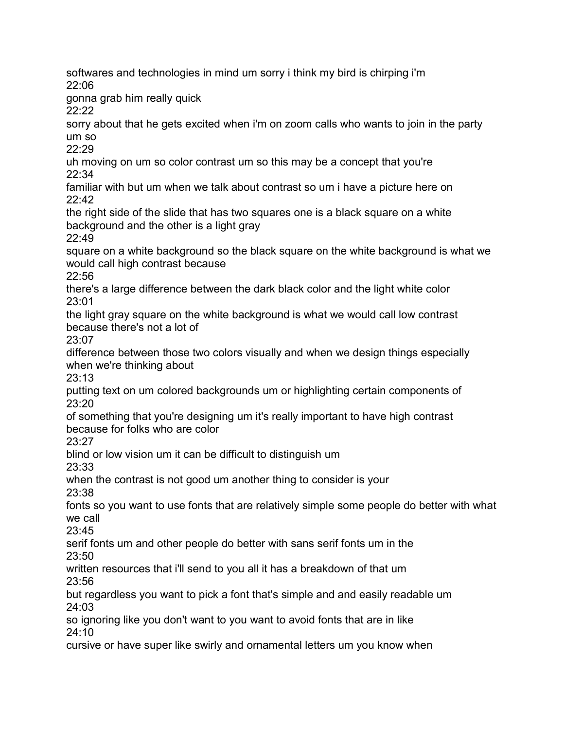softwares and technologies in mind um sorry i think my bird is chirping i'm
22:06
gonna grab him really quick
22:22
sorry about that he gets excited when i'm on zoom calls who wants to join in the party um so
22:29
uh moving on um so color contrast um so this may be a concept that you're
22:34
familiar with but um when we talk about contrast so um i have a picture here on
22:42
the right side of the slide that has two squares one is a black square on a white background and the other is a light gray
22:49
square on a white background so the black square on the white background is what we would call high contrast because
22:56
there's a large difference between the dark black color and the light white color
23:01
the light gray square on the white background is what we would call low contrast because there's not a lot of
23:07
difference between those two colors visually and when we design things especially when we're thinking about
23:13
putting text on um colored backgrounds um or highlighting certain components of
23:20
of something that you're designing um it's really important to have high contrast because for folks who are color
23:27
blind or low vision um it can be difficult to distinguish um
23:33
when the contrast is not good um another thing to consider is your
23:38
fonts so you want to use fonts that are relatively simple some people do better with what we call
23:45
serif fonts um and other people do better with sans serif fonts um in the
23:50
written resources that i'll send to you all it has a breakdown of that um
23:56
but regardless you want to pick a font that's simple and and easily readable um
24:03
so ignoring like you don't want to you want to avoid fonts that are in like
24:10
cursive or have super like swirly and ornamental letters um you know when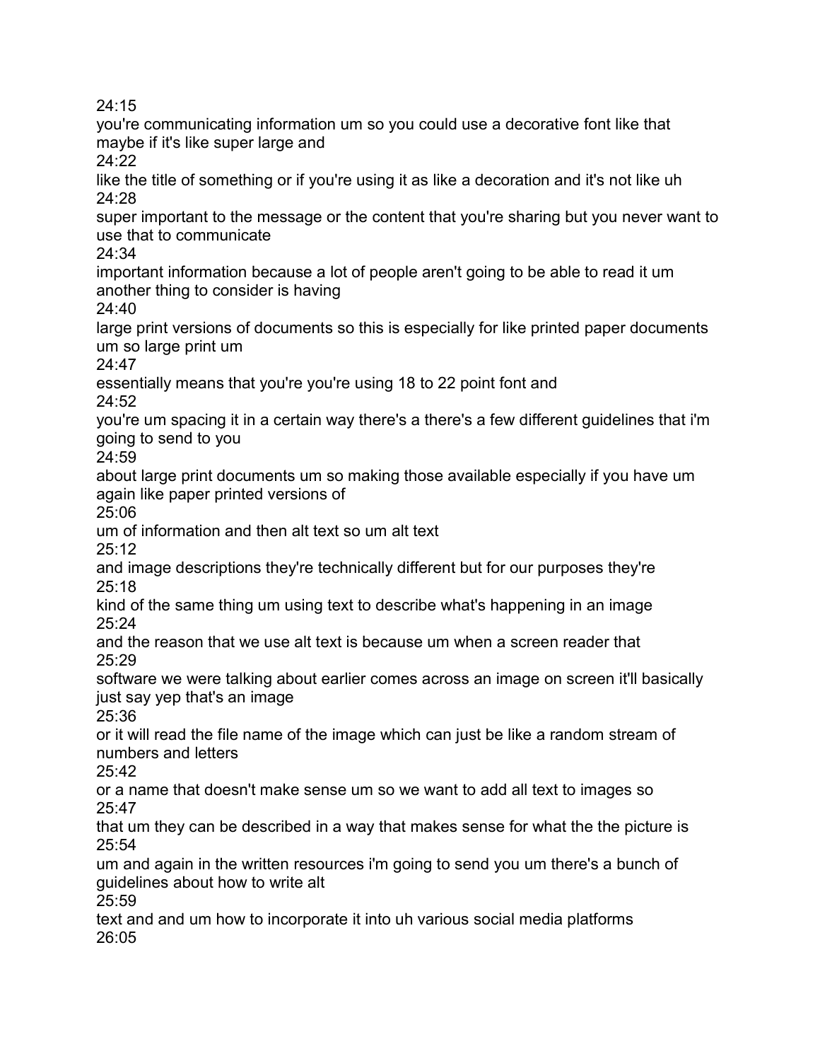24:15
you're communicating information um so you could use a decorative font like that maybe if it's like super large and
24:22
like the title of something or if you're using it as like a decoration and it's not like uh
24:28
super important to the message or the content that you're sharing but you never want to use that to communicate
24:34
important information because a lot of people aren't going to be able to read it um another thing to consider is having
24:40
large print versions of documents so this is especially for like printed paper documents um so large print um
24:47
essentially means that you're you're using 18 to 22 point font and
24:52
you're um spacing it in a certain way there's a there's a few different guidelines that i'm going to send to you
24:59
about large print documents um so making those available especially if you have um again like paper printed versions of
25:06
um of information and then alt text so um alt text
25:12
and image descriptions they're technically different but for our purposes they're
25:18
kind of the same thing um using text to describe what's happening in an image
25:24
and the reason that we use alt text is because um when a screen reader that
25:29
software we were talking about earlier comes across an image on screen it'll basically just say yep that's an image
25:36
or it will read the file name of the image which can just be like a random stream of numbers and letters
25:42
or a name that doesn't make sense um so we want to add all text to images so
25:47
that um they can be described in a way that makes sense for what the the picture is
25:54
um and again in the written resources i'm going to send you um there's a bunch of guidelines about how to write alt
25:59
text and and um how to incorporate it into uh various social media platforms
26:05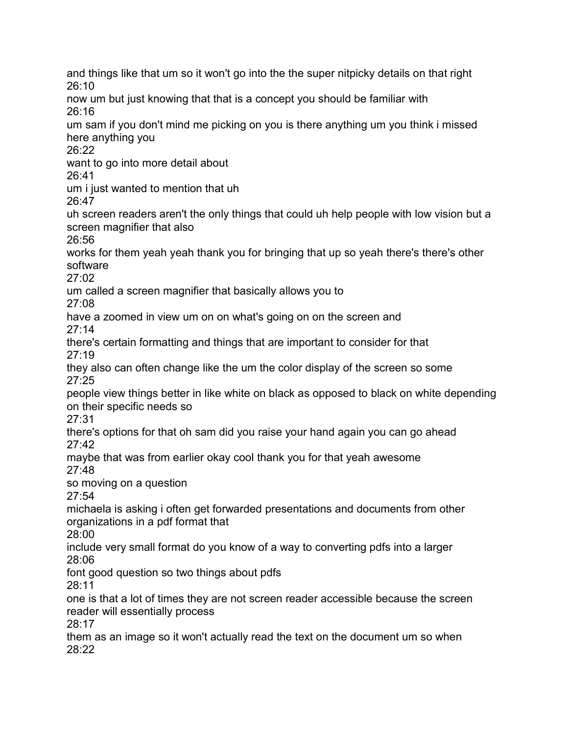and things like that um so it won't go into the the super nitpicky details on that right
26:10
now um but just knowing that that is a concept you should be familiar with
26:16
um sam if you don't mind me picking on you is there anything um you think i missed here anything you
26:22
want to go into more detail about
26:41
um i just wanted to mention that uh
26:47
uh screen readers aren't the only things that could uh help people with low vision but a screen magnifier that also
26:56
works for them yeah yeah thank you for bringing that up so yeah there's there's other software
27:02
um called a screen magnifier that basically allows you to
27:08
have a zoomed in view um on on what's going on on the screen and
27:14
there's certain formatting and things that are important to consider for that
27:19
they also can often change like the um the color display of the screen so some
27:25
people view things better in like white on black as opposed to black on white depending on their specific needs so
27:31
there's options for that oh sam did you raise your hand again you can go ahead
27:42
maybe that was from earlier okay cool thank you for that yeah awesome
27:48
so moving on a question
27:54
michaela is asking i often get forwarded presentations and documents from other organizations in a pdf format that
28:00
include very small format do you know of a way to converting pdfs into a larger
28:06
font good question so two things about pdfs
28:11
one is that a lot of times they are not screen reader accessible because the screen reader will essentially process
28:17
them as an image so it won't actually read the text on the document um so when
28:22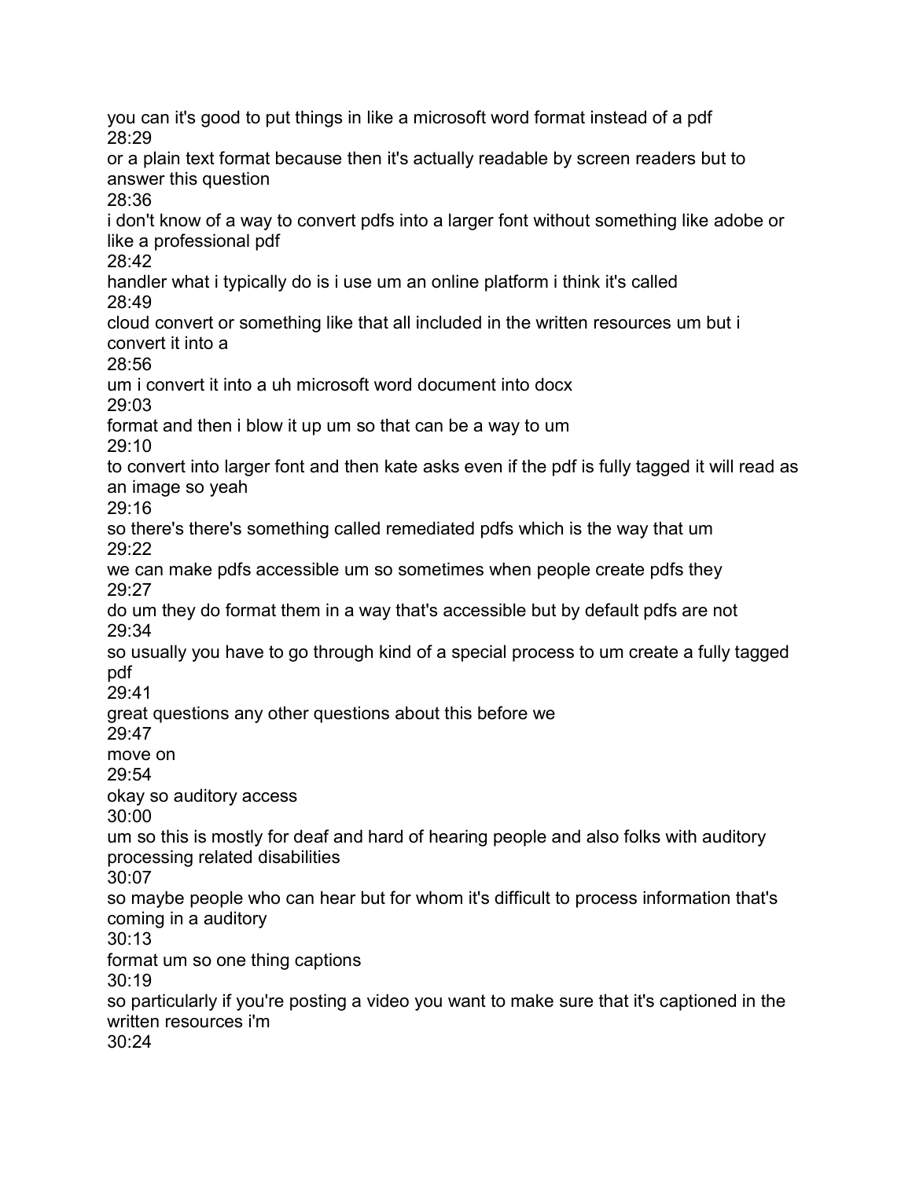you can it's good to put things in like a microsoft word format instead of a pdf
28:29
or a plain text format because then it's actually readable by screen readers but to answer this question
28:36
i don't know of a way to convert pdfs into a larger font without something like adobe or like a professional pdf
28:42
handler what i typically do is i use um an online platform i think it's called
28:49
cloud convert or something like that all included in the written resources um but i convert it into a
28:56
um i convert it into a uh microsoft word document into docx
29:03
format and then i blow it up um so that can be a way to um
29:10
to convert into larger font and then kate asks even if the pdf is fully tagged it will read as an image so yeah
29:16
so there's there's something called remediated pdfs which is the way that um
29:22
we can make pdfs accessible um so sometimes when people create pdfs they
29:27
do um they do format them in a way that's accessible but by default pdfs are not
29:34
so usually you have to go through kind of a special process to um create a fully tagged pdf
29:41
great questions any other questions about this before we
29:47
move on
29:54
okay so auditory access
30:00
um so this is mostly for deaf and hard of hearing people and also folks with auditory processing related disabilities
30:07
so maybe people who can hear but for whom it's difficult to process information that's coming in a auditory
30:13
format um so one thing captions
30:19
so particularly if you're posting a video you want to make sure that it's captioned in the written resources i'm
30:24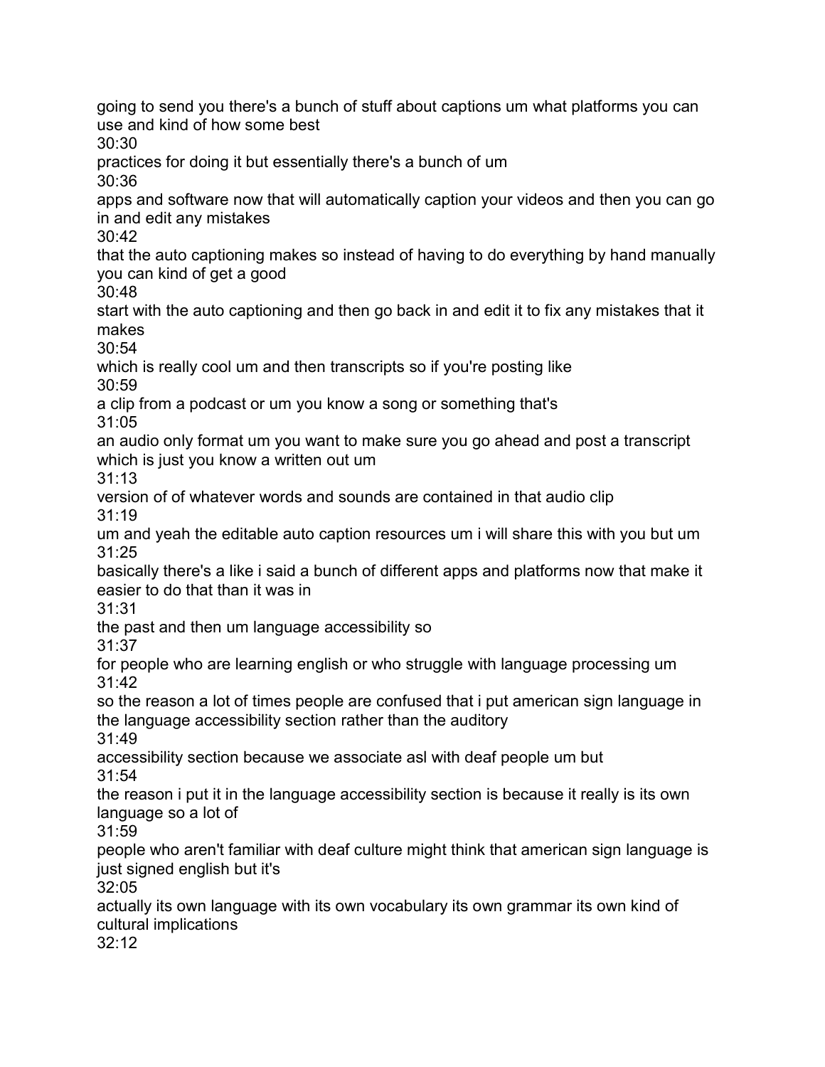going to send you there's a bunch of stuff about captions um what platforms you can use and kind of how some best

30:30

practices for doing it but essentially there's a bunch of um

30:36

apps and software now that will automatically caption your videos and then you can go in and edit any mistakes

30:42

that the auto captioning makes so instead of having to do everything by hand manually you can kind of get a good

30:48

start with the auto captioning and then go back in and edit it to fix any mistakes that it makes

30:54

which is really cool um and then transcripts so if you're posting like

30:59

a clip from a podcast or um you know a song or something that's

31:05

an audio only format um you want to make sure you go ahead and post a transcript which is just you know a written out um

31:13

version of of whatever words and sounds are contained in that audio clip

31:19

um and yeah the editable auto caption resources um i will share this with you but um

31:25

basically there's a like i said a bunch of different apps and platforms now that make it easier to do that than it was in

31:31

the past and then um language accessibility so

31:37

for people who are learning english or who struggle with language processing um

31:42

so the reason a lot of times people are confused that i put american sign language in the language accessibility section rather than the auditory

31:49

accessibility section because we associate asl with deaf people um but

31:54

the reason i put it in the language accessibility section is because it really is its own language so a lot of

31:59

people who aren't familiar with deaf culture might think that american sign language is just signed english but it's

32:05

actually its own language with its own vocabulary its own grammar its own kind of cultural implications

32:12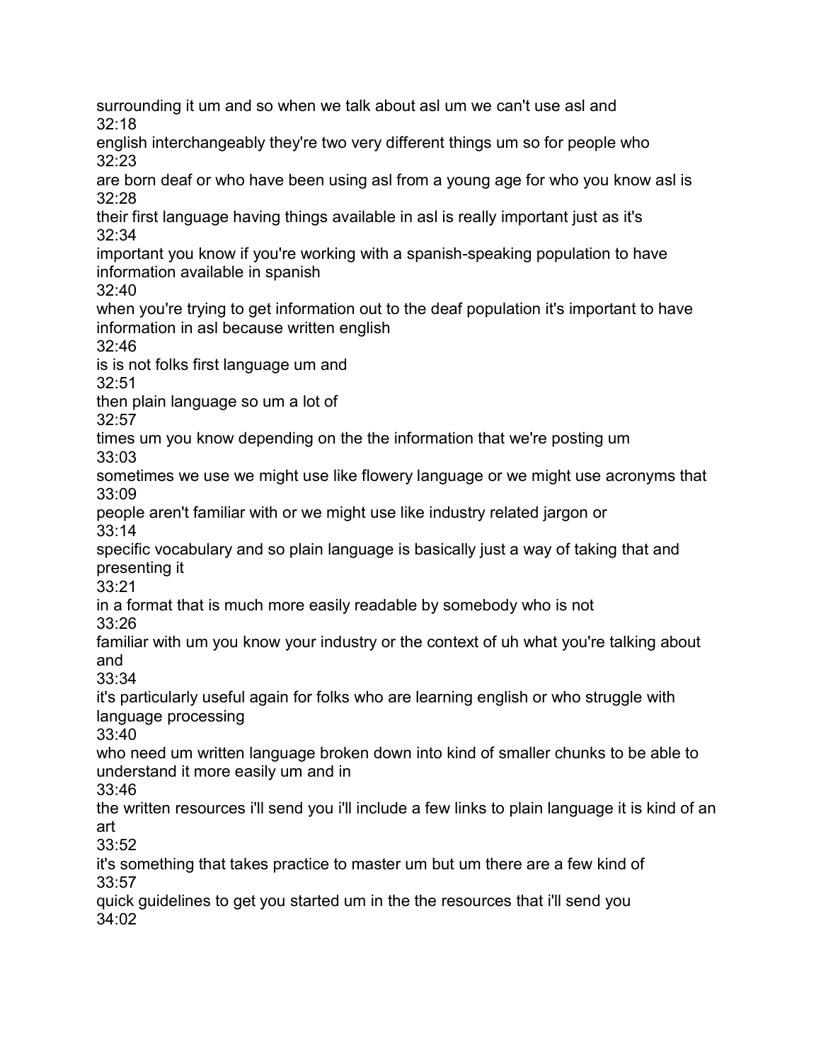surrounding it um and so when we talk about asl um we can't use asl and
32:18
english interchangeably they're two very different things um so for people who
32:23
are born deaf or who have been using asl from a young age for who you know asl is
32:28
their first language having things available in asl is really important just as it's
32:34
important you know if you're working with a spanish-speaking population to have information available in spanish
32:40
when you're trying to get information out to the deaf population it's important to have information in asl because written english
32:46
is is not folks first language um and
32:51
then plain language so um a lot of
32:57
times um you know depending on the the information that we're posting um
33:03
sometimes we use we might use like flowery language or we might use acronyms that
33:09
people aren't familiar with or we might use like industry related jargon or
33:14
specific vocabulary and so plain language is basically just a way of taking that and presenting it
33:21
in a format that is much more easily readable by somebody who is not
33:26
familiar with um you know your industry or the context of uh what you're talking about and
33:34
it's particularly useful again for folks who are learning english or who struggle with language processing
33:40
who need um written language broken down into kind of smaller chunks to be able to understand it more easily um and in
33:46
the written resources i'll send you i'll include a few links to plain language it is kind of an art
33:52
it's something that takes practice to master um but um there are a few kind of
33:57
quick guidelines to get you started um in the the resources that i'll send you
34:02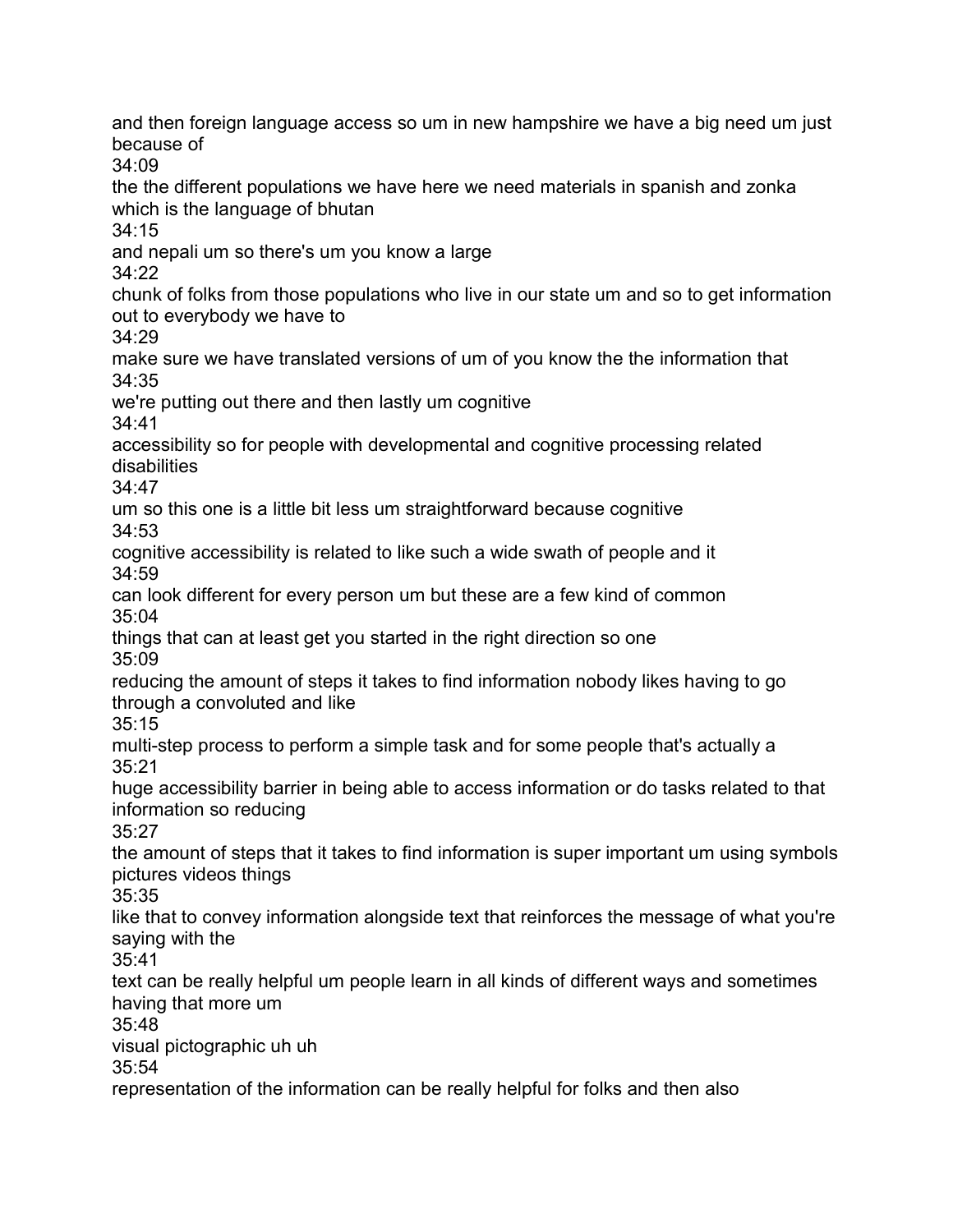and then foreign language access so um in new hampshire we have a big need um just because of

34:09

the the different populations we have here we need materials in spanish and zonka which is the language of bhutan

34:15

and nepali um so there's um you know a large

34:22

chunk of folks from those populations who live in our state um and so to get information out to everybody we have to

34:29

make sure we have translated versions of um of you know the the information that

34:35

we're putting out there and then lastly um cognitive

34:41

accessibility so for people with developmental and cognitive processing related disabilities

34:47

um so this one is a little bit less um straightforward because cognitive

34:53

cognitive accessibility is related to like such a wide swath of people and it

34:59

can look different for every person um but these are a few kind of common

35:04

things that can at least get you started in the right direction so one

35:09

reducing the amount of steps it takes to find information nobody likes having to go through a convoluted and like

35:15

multi-step process to perform a simple task and for some people that's actually a

35:21

huge accessibility barrier in being able to access information or do tasks related to that information so reducing

35:27

the amount of steps that it takes to find information is super important um using symbols pictures videos things

35:35

like that to convey information alongside text that reinforces the message of what you're saying with the

35:41

text can be really helpful um people learn in all kinds of different ways and sometimes having that more um

35:48

visual pictographic uh uh

35:54

representation of the information can be really helpful for folks and then also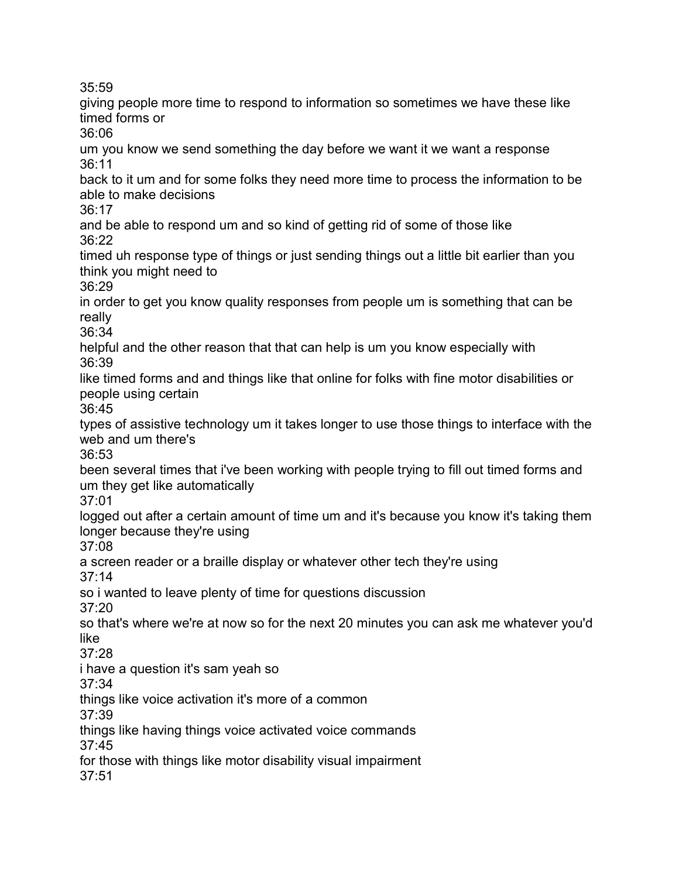35:59
giving people more time to respond to information so sometimes we have these like timed forms or
36:06
um you know we send something the day before we want it we want a response
36:11
back to it um and for some folks they need more time to process the information to be able to make decisions
36:17
and be able to respond um and so kind of getting rid of some of those like
36:22
timed uh response type of things or just sending things out a little bit earlier than you think you might need to
36:29
in order to get you know quality responses from people um is something that can be really
36:34
helpful and the other reason that that can help is um you know especially with
36:39
like timed forms and and things like that online for folks with fine motor disabilities or people using certain
36:45
types of assistive technology um it takes longer to use those things to interface with the web and um there's
36:53
been several times that i've been working with people trying to fill out timed forms and um they get like automatically
37:01
logged out after a certain amount of time um and it's because you know it's taking them longer because they're using
37:08
a screen reader or a braille display or whatever other tech they're using
37:14
so i wanted to leave plenty of time for questions discussion
37:20
so that's where we're at now so for the next 20 minutes you can ask me whatever you'd like
37:28
i have a question it's sam yeah so
37:34
things like voice activation it's more of a common
37:39
things like having things voice activated voice commands
37:45
for those with things like motor disability visual impairment
37:51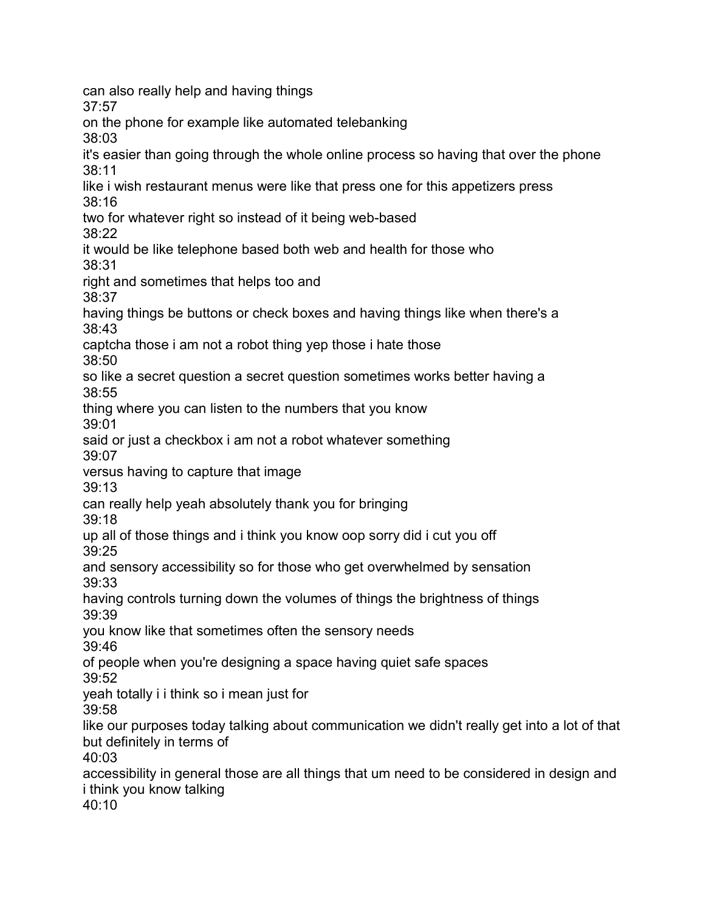can also really help and having things
37:57
on the phone for example like automated telebanking
38:03
it's easier than going through the whole online process so having that over the phone
38:11
like i wish restaurant menus were like that press one for this appetizers press
38:16
two for whatever right so instead of it being web-based
38:22
it would be like telephone based both web and health for those who
38:31
right and sometimes that helps too and
38:37
having things be buttons or check boxes and having things like when there's a
38:43
captcha those i am not a robot thing yep those i hate those
38:50
so like a secret question a secret question sometimes works better having a
38:55
thing where you can listen to the numbers that you know
39:01
said or just a checkbox i am not a robot whatever something
39:07
versus having to capture that image
39:13
can really help yeah absolutely thank you for bringing
39:18
up all of those things and i think you know oop sorry did i cut you off
39:25
and sensory accessibility so for those who get overwhelmed by sensation
39:33
having controls turning down the volumes of things the brightness of things
39:39
you know like that sometimes often the sensory needs
39:46
of people when you're designing a space having quiet safe spaces
39:52
yeah totally i i think so i mean just for
39:58
like our purposes today talking about communication we didn't really get into a lot of that but definitely in terms of
40:03
accessibility in general those are all things that um need to be considered in design and i think you know talking
40:10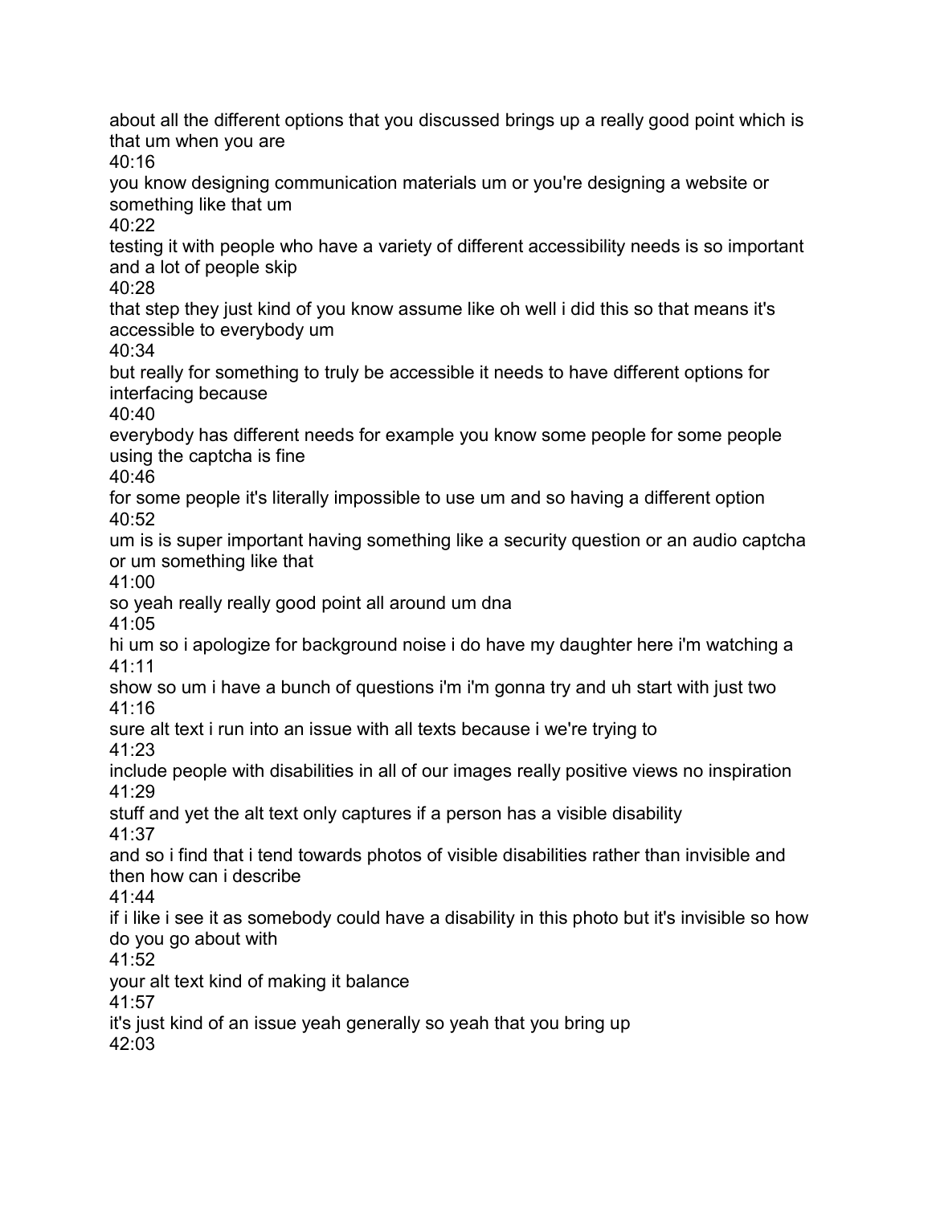about all the different options that you discussed brings up a really good point which is that um when you are

40:16

you know designing communication materials um or you're designing a website or something like that um

40:22

testing it with people who have a variety of different accessibility needs is so important and a lot of people skip

40:28

that step they just kind of you know assume like oh well i did this so that means it's accessible to everybody um

40:34

but really for something to truly be accessible it needs to have different options for interfacing because

40:40

everybody has different needs for example you know some people for some people using the captcha is fine

40:46

for some people it's literally impossible to use um and so having a different option

40:52

um is is super important having something like a security question or an audio captcha or um something like that

41:00

so yeah really really good point all around um dna

41:05

hi um so i apologize for background noise i do have my daughter here i'm watching a

41:11

show so um i have a bunch of questions i'm i'm gonna try and uh start with just two

41:16

sure alt text i run into an issue with all texts because i we're trying to

41:23

include people with disabilities in all of our images really positive views no inspiration

41:29

stuff and yet the alt text only captures if a person has a visible disability

41:37

and so i find that i tend towards photos of visible disabilities rather than invisible and then how can i describe

41:44

if i like i see it as somebody could have a disability in this photo but it's invisible so how do you go about with

41:52

your alt text kind of making it balance

41:57

it's just kind of an issue yeah generally so yeah that you bring up

42:03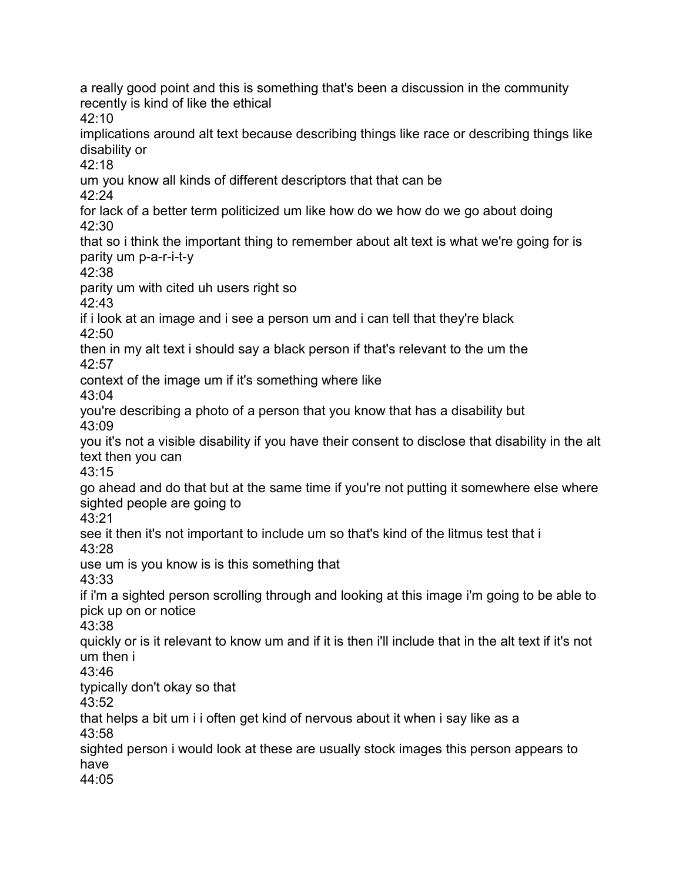a really good point and this is something that's been a discussion in the community recently is kind of like the ethical
42:10
implications around alt text because describing things like race or describing things like disability or
42:18
um you know all kinds of different descriptors that that can be
42:24
for lack of a better term politicized um like how do we how do we go about doing
42:30
that so i think the important thing to remember about alt text is what we're going for is parity um p-a-r-i-t-y
42:38
parity um with cited uh users right so
42:43
if i look at an image and i see a person um and i can tell that they're black
42:50
then in my alt text i should say a black person if that's relevant to the um the
42:57
context of the image um if it's something where like
43:04
you're describing a photo of a person that you know that has a disability but
43:09
you it's not a visible disability if you have their consent to disclose that disability in the alt text then you can
43:15
go ahead and do that but at the same time if you're not putting it somewhere else where sighted people are going to
43:21
see it then it's not important to include um so that's kind of the litmus test that i
43:28
use um is you know is is this something that
43:33
if i'm a sighted person scrolling through and looking at this image i'm going to be able to pick up on or notice
43:38
quickly or is it relevant to know um and if it is then i'll include that in the alt text if it's not um then i
43:46
typically don't okay so that
43:52
that helps a bit um i i often get kind of nervous about it when i say like as a
43:58
sighted person i would look at these are usually stock images this person appears to have
44:05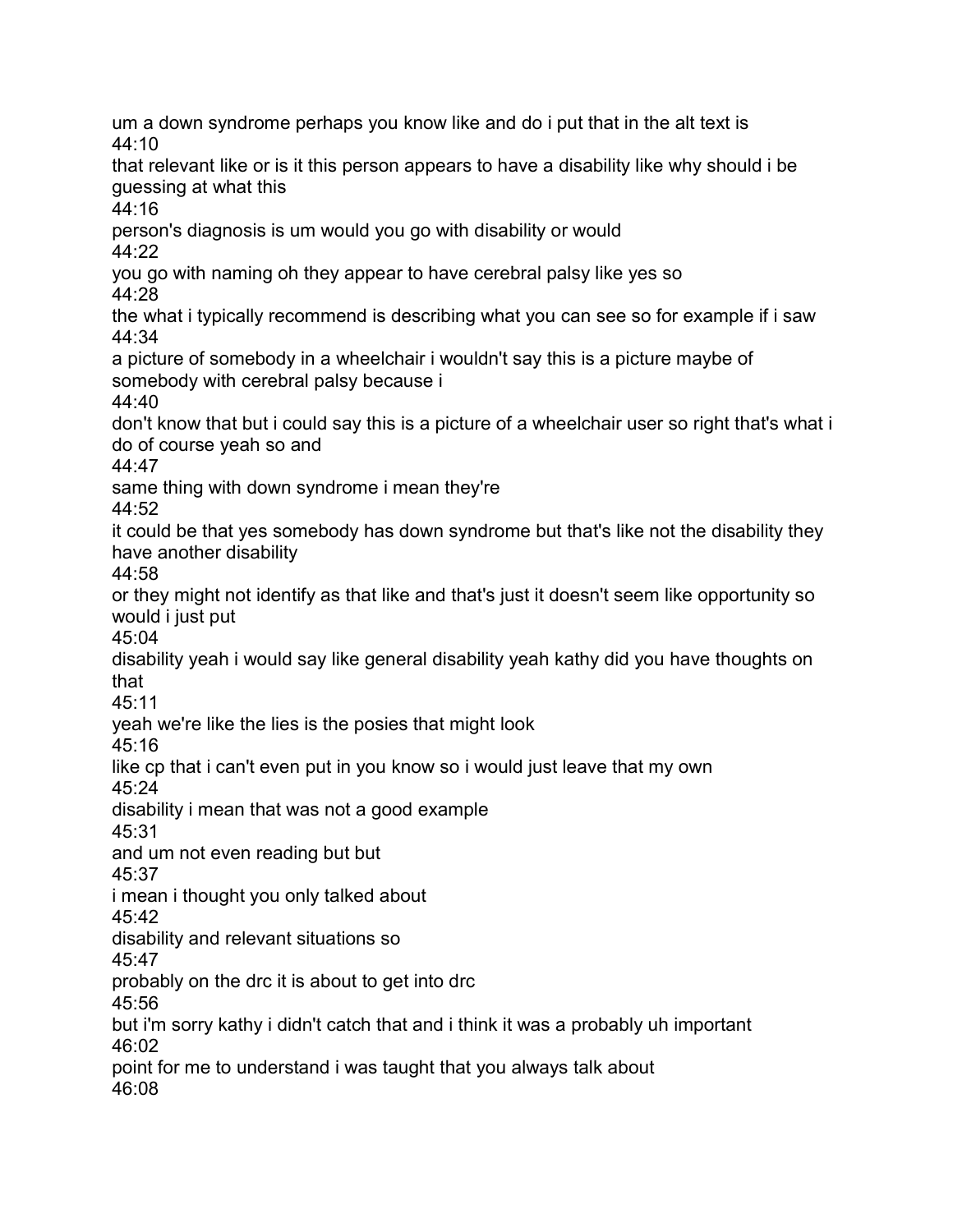um a down syndrome perhaps you know like and do i put that in the alt text is
44:10
that relevant like or is it this person appears to have a disability like why should i be guessing at what this
44:16
person's diagnosis is um would you go with disability or would
44:22
you go with naming oh they appear to have cerebral palsy like yes so
44:28
the what i typically recommend is describing what you can see so for example if i saw
44:34
a picture of somebody in a wheelchair i wouldn't say this is a picture maybe of somebody with cerebral palsy because i
44:40
don't know that but i could say this is a picture of a wheelchair user so right that's what i do of course yeah so and
44:47
same thing with down syndrome i mean they're
44:52
it could be that yes somebody has down syndrome but that's like not the disability they have another disability
44:58
or they might not identify as that like and that's just it doesn't seem like opportunity so would i just put
45:04
disability yeah i would say like general disability yeah kathy did you have thoughts on that
45:11
yeah we're like the lies is the posies that might look
45:16
like cp that i can't even put in you know so i would just leave that my own
45:24
disability i mean that was not a good example
45:31
and um not even reading but but
45:37
i mean i thought you only talked about
45:42
disability and relevant situations so
45:47
probably on the drc it is about to get into drc
45:56
but i'm sorry kathy i didn't catch that and i think it was a probably uh important
46:02
point for me to understand i was taught that you always talk about
46:08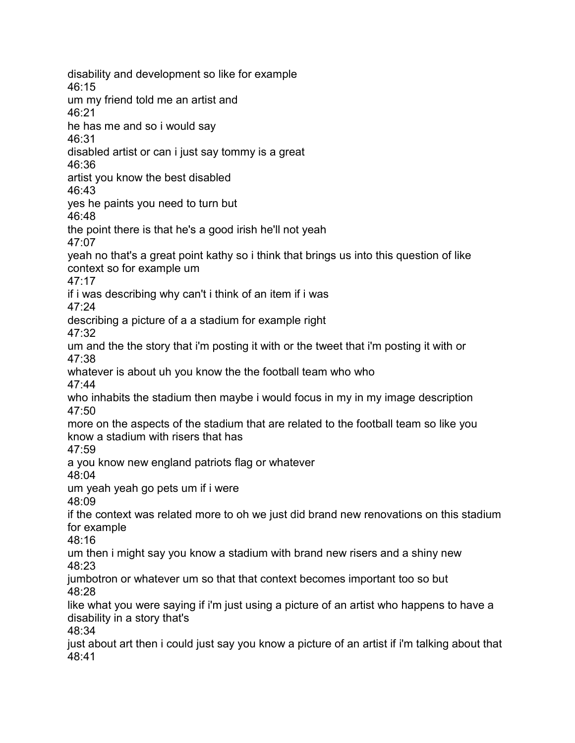disability and development so like for example
46:15
um my friend told me an artist and
46:21
he has me and so i would say
46:31
disabled artist or can i just say tommy is a great
46:36
artist you know the best disabled
46:43
yes he paints you need to turn but
46:48
the point there is that he's a good irish he'll not yeah
47:07
yeah no that's a great point kathy so i think that brings us into this question of like context so for example um
47:17
if i was describing why can't i think of an item if i was
47:24
describing a picture of a a stadium for example right
47:32
um and the the story that i'm posting it with or the tweet that i'm posting it with or
47:38
whatever is about uh you know the the football team who who
47:44
who inhabits the stadium then maybe i would focus in my in my image description
47:50
more on the aspects of the stadium that are related to the football team so like you know a stadium with risers that has
47:59
a you know new england patriots flag or whatever
48:04
um yeah yeah go pets um if i were
48:09
if the context was related more to oh we just did brand new renovations on this stadium for example
48:16
um then i might say you know a stadium with brand new risers and a shiny new
48:23
jumbotron or whatever um so that that context becomes important too so but
48:28
like what you were saying if i'm just using a picture of an artist who happens to have a disability in a story that's
48:34
just about art then i could just say you know a picture of an artist if i'm talking about that
48:41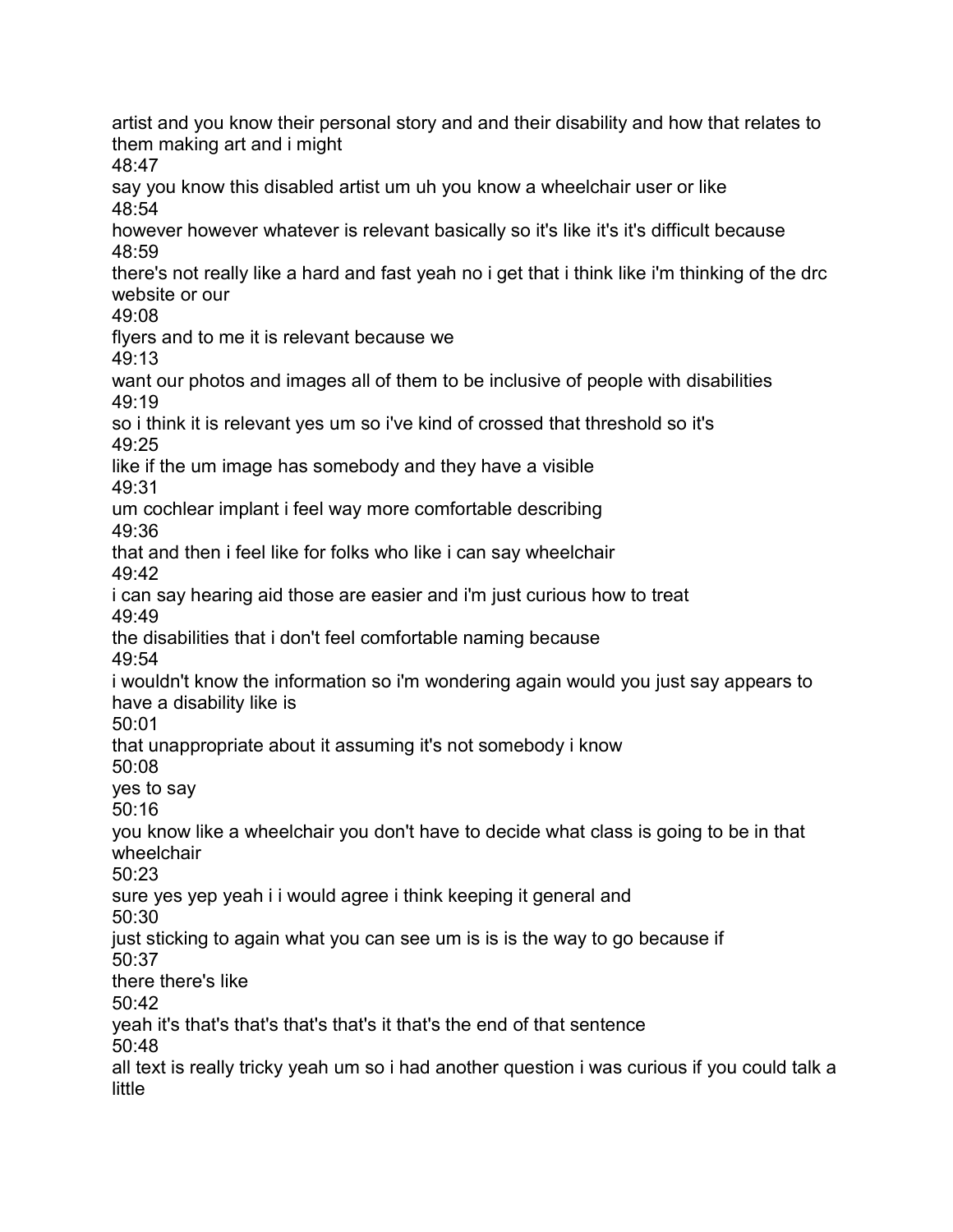artist and you know their personal story and and their disability and how that relates to them making art and i might

48:47

say you know this disabled artist um uh you know a wheelchair user or like

48:54

however however whatever is relevant basically so it's like it's it's difficult because

48:59

there's not really like a hard and fast yeah no i get that i think like i'm thinking of the drc website or our

49:08

flyers and to me it is relevant because we

49:13

want our photos and images all of them to be inclusive of people with disabilities

49:19

so i think it is relevant yes um so i've kind of crossed that threshold so it's

49:25

like if the um image has somebody and they have a visible

49:31

um cochlear implant i feel way more comfortable describing

49:36

that and then i feel like for folks who like i can say wheelchair

49:42

i can say hearing aid those are easier and i'm just curious how to treat

49:49

the disabilities that i don't feel comfortable naming because

49:54

i wouldn't know the information so i'm wondering again would you just say appears to have a disability like is

50:01

that unappropriate about it assuming it's not somebody i know

50:08

yes to say

50:16

you know like a wheelchair you don't have to decide what class is going to be in that wheelchair

50:23

sure yes yep yeah i i would agree i think keeping it general and

50:30

just sticking to again what you can see um is is is the way to go because if

50:37

there there's like

50:42

yeah it's that's that's that's that's it that's the end of that sentence

50:48

all text is really tricky yeah um so i had another question i was curious if you could talk a little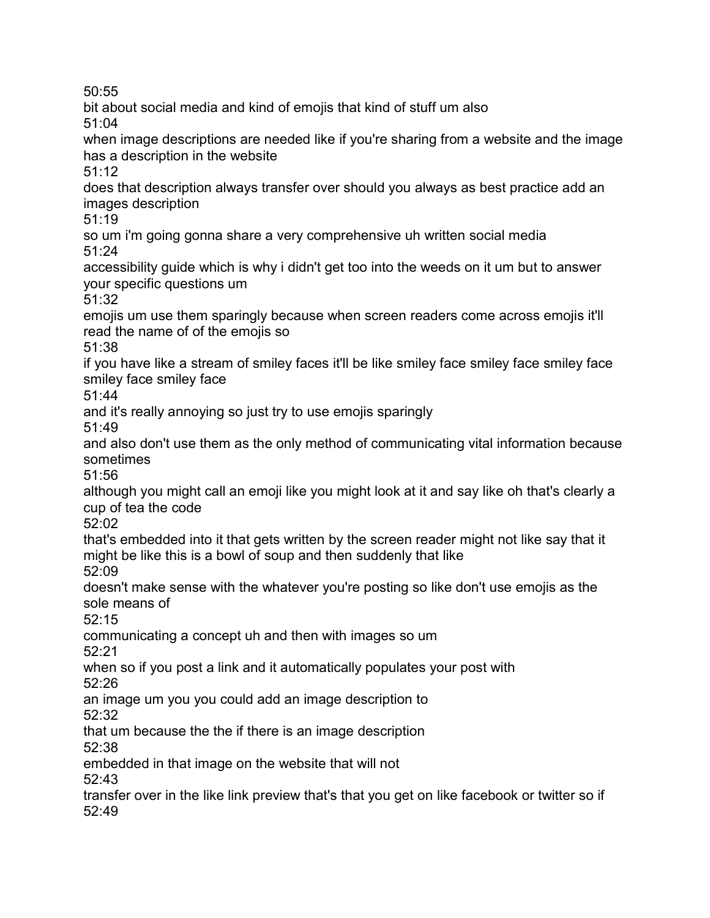50:55
bit about social media and kind of emojis that kind of stuff um also
51:04
when image descriptions are needed like if you're sharing from a website and the image has a description in the website
51:12
does that description always transfer over should you always as best practice add an images description
51:19
so um i'm going gonna share a very comprehensive uh written social media
51:24
accessibility guide which is why i didn't get too into the weeds on it um but to answer your specific questions um
51:32
emojis um use them sparingly because when screen readers come across emojis it'll read the name of of the emojis so
51:38
if you have like a stream of smiley faces it'll be like smiley face smiley face smiley face smiley face smiley face
51:44
and it's really annoying so just try to use emojis sparingly
51:49
and also don't use them as the only method of communicating vital information because sometimes
51:56
although you might call an emoji like you might look at it and say like oh that's clearly a cup of tea the code
52:02
that's embedded into it that gets written by the screen reader might not like say that it might be like this is a bowl of soup and then suddenly that like
52:09
doesn't make sense with the whatever you're posting so like don't use emojis as the sole means of
52:15
communicating a concept uh and then with images so um
52:21
when so if you post a link and it automatically populates your post with
52:26
an image um you you could add an image description to
52:32
that um because the the if there is an image description
52:38
embedded in that image on the website that will not
52:43
transfer over in the like link preview that's that you get on like facebook or twitter so if
52:49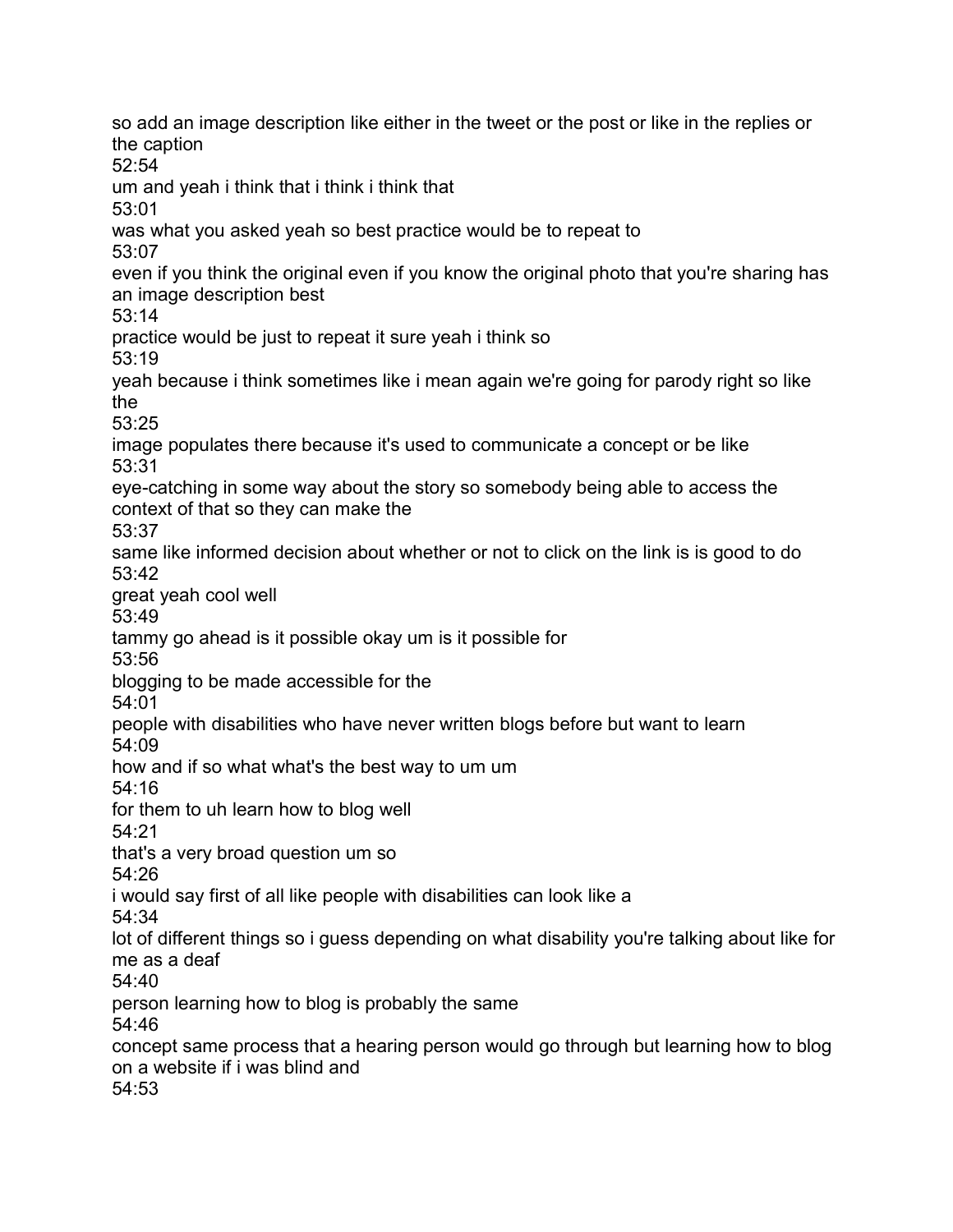so add an image description like either in the tweet or the post or like in the replies or the caption

52:54

um and yeah i think that i think i think that

53:01

was what you asked yeah so best practice would be to repeat to

53:07

even if you think the original even if you know the original photo that you're sharing has an image description best

53:14

practice would be just to repeat it sure yeah i think so

53:19

yeah because i think sometimes like i mean again we're going for parody right so like the

53:25

image populates there because it's used to communicate a concept or be like

53:31

eye-catching in some way about the story so somebody being able to access the context of that so they can make the

53:37

same like informed decision about whether or not to click on the link is is good to do

53:42

great yeah cool well

53:49

tammy go ahead is it possible okay um is it possible for

53:56

blogging to be made accessible for the

54:01

people with disabilities who have never written blogs before but want to learn

54:09

how and if so what what's the best way to um um

54:16

for them to uh learn how to blog well

54:21

that's a very broad question um so

54:26

i would say first of all like people with disabilities can look like a

54:34

lot of different things so i guess depending on what disability you're talking about like for me as a deaf

54:40

person learning how to blog is probably the same

54:46

concept same process that a hearing person would go through but learning how to blog on a website if i was blind and

54:53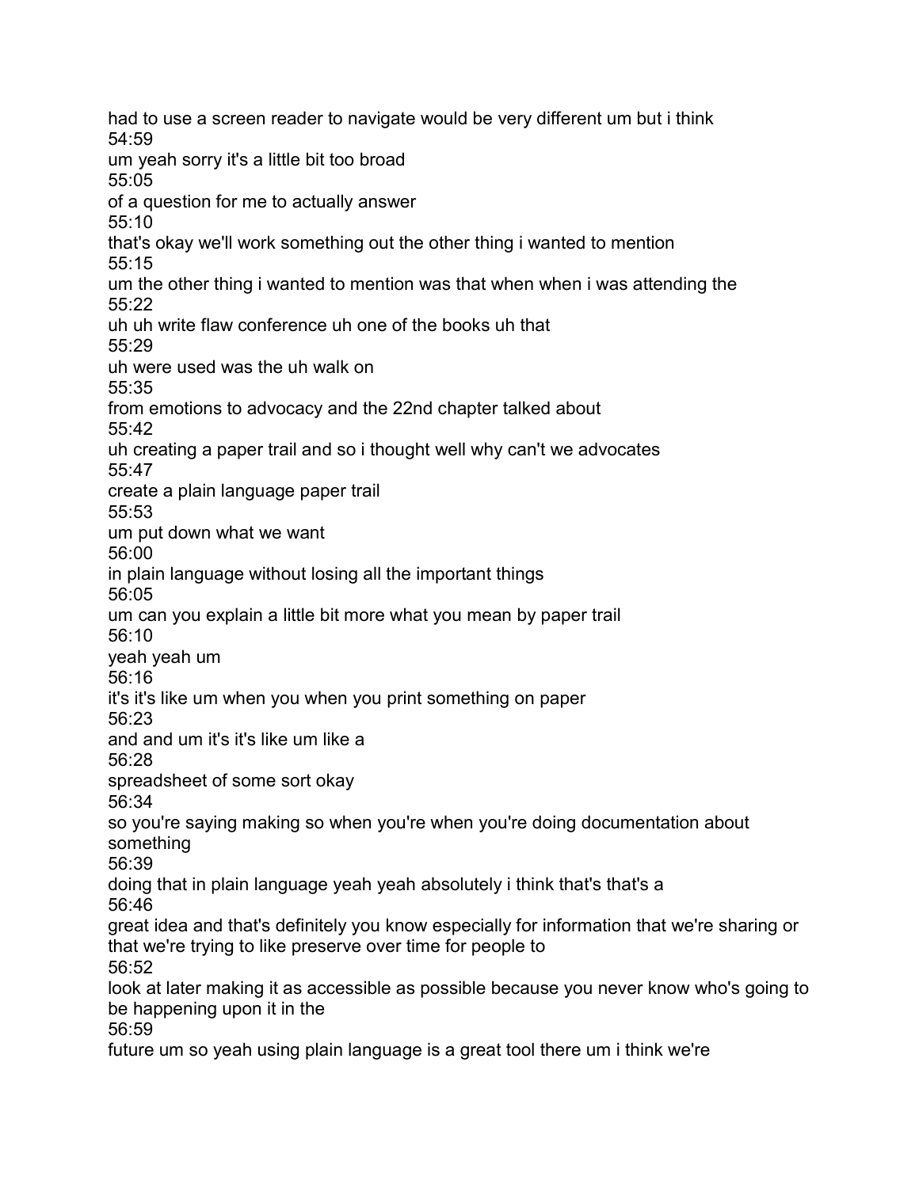had to use a screen reader to navigate would be very different um but i think
54:59
um yeah sorry it's a little bit too broad
55:05
of a question for me to actually answer
55:10
that's okay we'll work something out the other thing i wanted to mention
55:15
um the other thing i wanted to mention was that when when i was attending the
55:22
uh uh write flaw conference uh one of the books uh that
55:29
uh were used was the uh walk on
55:35
from emotions to advocacy and the 22nd chapter talked about
55:42
uh creating a paper trail and so i thought well why can't we advocates
55:47
create a plain language paper trail
55:53
um put down what we want
56:00
in plain language without losing all the important things
56:05
um can you explain a little bit more what you mean by paper trail
56:10
yeah yeah um
56:16
it's it's like um when you when you print something on paper
56:23
and and um it's it's like um like a
56:28
spreadsheet of some sort okay
56:34
so you're saying making so when you're when you're doing documentation about something
56:39
doing that in plain language yeah yeah absolutely i think that's that's a
56:46
great idea and that's definitely you know especially for information that we're sharing or that we're trying to like preserve over time for people to
56:52
look at later making it as accessible as possible because you never know who's going to be happening upon it in the
56:59
future um so yeah using plain language is a great tool there um i think we're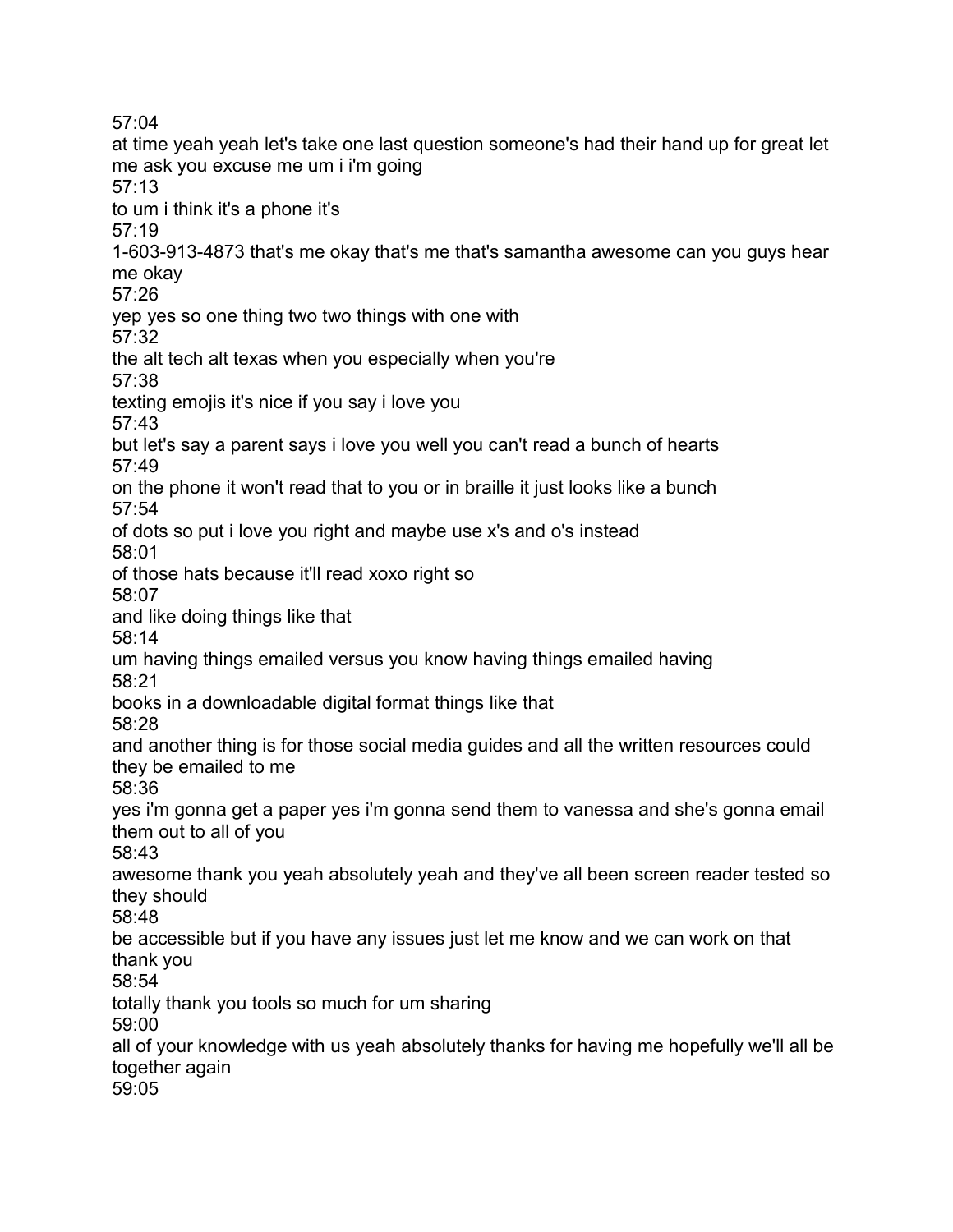57:04
at time yeah yeah let's take one last question someone's had their hand up for great let me ask you excuse me um i i'm going
57:13
to um i think it's a phone it's
57:19
1-603-913-4873 that's me okay that's me that's samantha awesome can you guys hear me okay
57:26
yep yes so one thing two two things with one with
57:32
the alt tech alt texas when you especially when you're
57:38
texting emojis it's nice if you say i love you
57:43
but let's say a parent says i love you well you can't read a bunch of hearts
57:49
on the phone it won't read that to you or in braille it just looks like a bunch
57:54
of dots so put i love you right and maybe use x's and o's instead
58:01
of those hats because it'll read xoxo right so
58:07
and like doing things like that
58:14
um having things emailed versus you know having things emailed having
58:21
books in a downloadable digital format things like that
58:28
and another thing is for those social media guides and all the written resources could they be emailed to me
58:36
yes i'm gonna get a paper yes i'm gonna send them to vanessa and she's gonna email them out to all of you
58:43
awesome thank you yeah absolutely yeah and they've all been screen reader tested so they should
58:48
be accessible but if you have any issues just let me know and we can work on that thank you
58:54
totally thank you tools so much for um sharing
59:00
all of your knowledge with us yeah absolutely thanks for having me hopefully we'll all be together again
59:05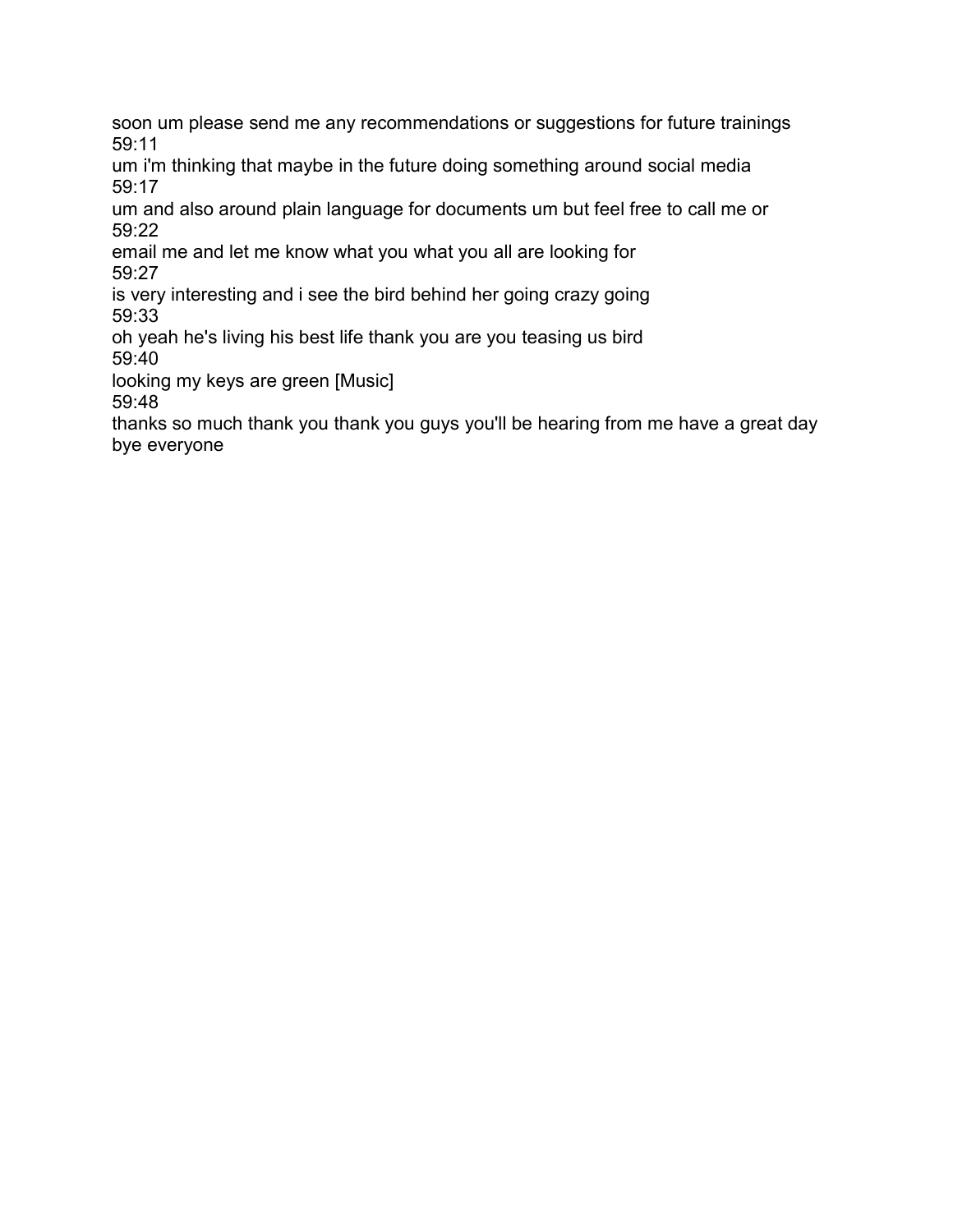soon um please send me any recommendations or suggestions for future trainings
59:11
um i'm thinking that maybe in the future doing something around social media
59:17
um and also around plain language for documents um but feel free to call me or
59:22
email me and let me know what you what you all are looking for
59:27
is very interesting and i see the bird behind her going crazy going
59:33
oh yeah he's living his best life thank you are you teasing us bird
59:40
looking my keys are green [Music]
59:48
thanks so much thank you thank you guys you'll be hearing from me have a great day
bye everyone